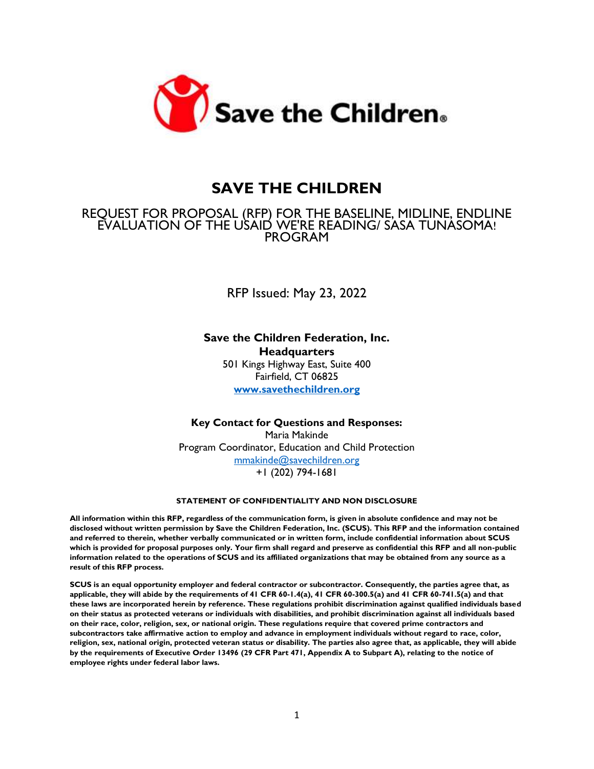Save the Children®

# SAVE THE CHILDREN

## REQUEST FOR PROPOSAL (RFP) FOR THE BASELINE, MIDLINE, ENDLINE EVALUATION OF THE USAID WE'RE READING/ SASA TUNASOMA! PROGRAM

RFP Issued: May 23, 2022

**Save the Children Federation, Inc.**
**Headquarters**
501 Kings Highway East, Suite 400
Fairfield, CT 06825
www.savethechildren.org

**Key Contact for Questions and Responses:**
Maria Makinde
Program Coordinator, Education and Child Protection
mmakinde@savechildren.org
+1 (202) 794-1681

**STATEMENT OF CONFIDENTIALITY AND NON DISCLOSURE**

**All information within this RFP, regardless of the communication form, is given in absolute confidence and may not be disclosed without written permission by Save the Children Federation, Inc. (SCUS). This RFP and the information contained and referred to therein, whether verbally communicated or in written form, include confidential information about SCUS which is provided for proposal purposes only. Your firm shall regard and preserve as confidential this RFP and all non-public information related to the operations of SCUS and its affiliated organizations that may be obtained from any source as a result of this RFP process.**

**SCUS is an equal opportunity employer and federal contractor or subcontractor. Consequently, the parties agree that, as applicable, they will abide by the requirements of 41 CFR 60-1.4(a), 41 CFR 60-300.5(a) and 41 CFR 60-741.5(a) and that these laws are incorporated herein by reference. These regulations prohibit discrimination against qualified individuals based on their status as protected veterans or individuals with disabilities, and prohibit discrimination against all individuals based on their race, color, religion, sex, or national origin. These regulations require that covered prime contractors and subcontractors take affirmative action to employ and advance in employment individuals without regard to race, color, religion, sex, national origin, protected veteran status or disability. The parties also agree that, as applicable, they will abide by the requirements of Executive Order 13496 (29 CFR Part 471, Appendix A to Subpart A), relating to the notice of employee rights under federal labor laws.**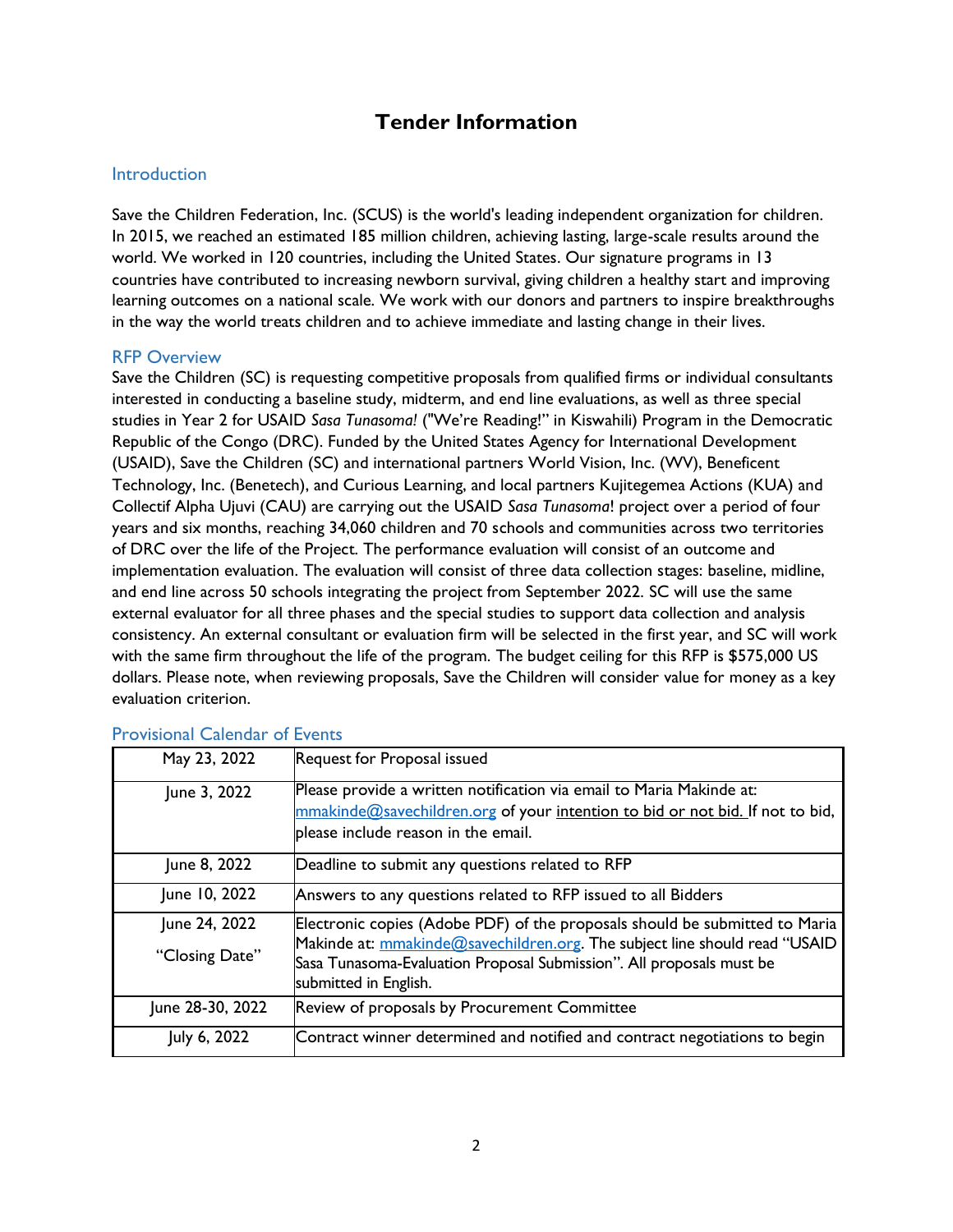# Tender Information

## Introduction

Save the Children Federation, Inc. (SCUS) is the world's leading independent organization for children. In 2015, we reached an estimated 185 million children, achieving lasting, large-scale results around the world. We worked in 120 countries, including the United States. Our signature programs in 13 countries have contributed to increasing newborn survival, giving children a healthy start and improving learning outcomes on a national scale. We work with our donors and partners to inspire breakthroughs in the way the world treats children and to achieve immediate and lasting change in their lives.

## RFP Overview

Save the Children (SC) is requesting competitive proposals from qualified firms or individual consultants interested in conducting a baseline study, midterm, and end line evaluations, as well as three special studies in Year 2 for USAID *Sasa Tunasoma!* ("We're Reading!" in Kiswahili) Program in the Democratic Republic of the Congo (DRC). Funded by the United States Agency for International Development (USAID), Save the Children (SC) and international partners World Vision, Inc. (WV), Beneficent Technology, Inc. (Benetech), and Curious Learning, and local partners Kujitegemea Actions (KUA) and Collectif Alpha Ujuvi (CAU) are carrying out the USAID *Sasa Tunasoma*! project over a period of four years and six months, reaching 34,060 children and 70 schools and communities across two territories of DRC over the life of the Project. The performance evaluation will consist of an outcome and implementation evaluation. The evaluation will consist of three data collection stages: baseline, midline, and end line across 50 schools integrating the project from September 2022. SC will use the same external evaluator for all three phases and the special studies to support data collection and analysis consistency. An external consultant or evaluation firm will be selected in the first year, and SC will work with the same firm throughout the life of the program. The budget ceiling for this RFP is $575,000 US dollars. Please note, when reviewing proposals, Save the Children will consider value for money as a key evaluation criterion.

## Provisional Calendar of Events

| | |
|---|---|
| May 23, 2022 | Request for Proposal issued |
| June 3, 2022 | Please provide a written notification via email to Maria Makinde at: mmakinde@savechildren.org of your intention to bid or not bid. If not to bid, please include reason in the email. |
| June 8, 2022 | Deadline to submit any questions related to RFP |
| June 10, 2022 | Answers to any questions related to RFP issued to all Bidders |
| June 24, 2022<br>"Closing Date" | Electronic copies (Adobe PDF) of the proposals should be submitted to Maria Makinde at: mmakinde@savechildren.org. The subject line should read "USAID Sasa Tunasoma-Evaluation Proposal Submission". All proposals must be submitted in English. |
| June 28-30, 2022 | Review of proposals by Procurement Committee |
| July 6, 2022 | Contract winner determined and notified and contract negotiations to begin |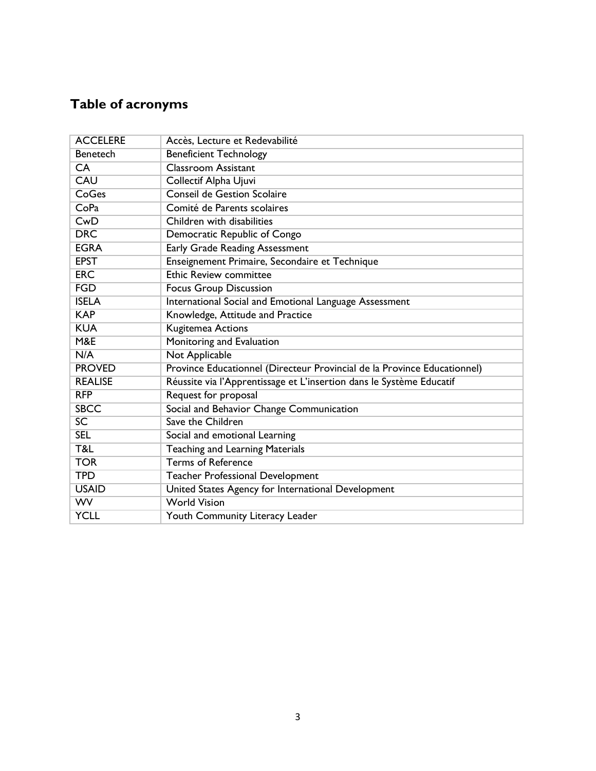## Table of acronyms

| | |
|---|---|
| ACCELERE | Accès, Lecture et Redevabilité |
| Benetech | Beneficient Technology |
| CA | Classroom Assistant |
| CAU | Collectif Alpha Ujuvi |
| CoGes | Conseil de Gestion Scolaire |
| CoPa | Comité de Parents scolaires |
| CwD | Children with disabilities |
| DRC | Democratic Republic of Congo |
| EGRA | Early Grade Reading Assessment |
| EPST | Enseignement Primaire, Secondaire et Technique |
| ERC | Ethic Review committee |
| FGD | Focus Group Discussion |
| ISELA | International Social and Emotional Language Assessment |
| KAP | Knowledge, Attitude and Practice |
| KUA | Kugitemea Actions |
| M&E | Monitoring and Evaluation |
| N/A | Not Applicable |
| PROVED | Province Educationnel (Directeur Provincial de la Province Educationnel) |
| REALISE | Réussite via l'Apprentissage et L'insertion dans le Système Educatif |
| RFP | Request for proposal |
| SBCC | Social and Behavior Change Communication |
| SC | Save the Children |
| SEL | Social and emotional Learning |
| T&L | Teaching and Learning Materials |
| TOR | Terms of Reference |
| TPD | Teacher Professional Development |
| USAID | United States Agency for International Development |
| WV | World Vision |
| YCLL | Youth Community Literacy Leader |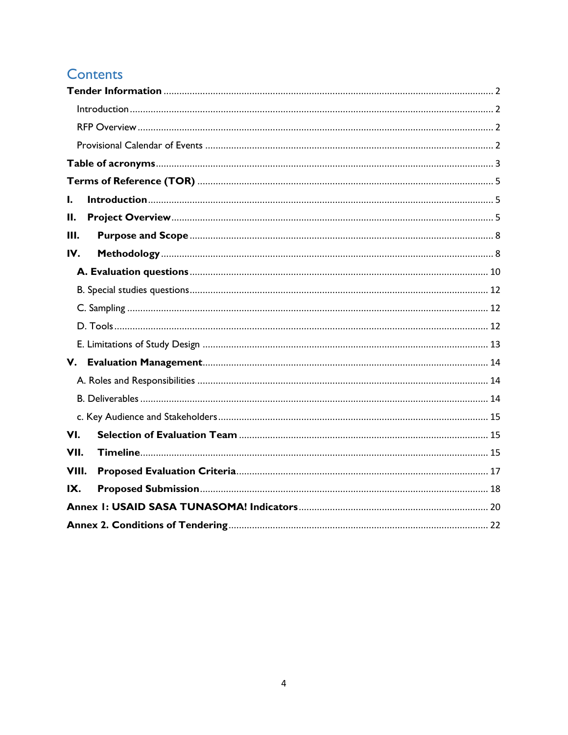# Contents

**Tender Information** .......... 2

- Introduction .......... 2
- RFP Overview .......... 2
- Provisional Calendar of Events .......... 2

**Table of acronyms** .......... 3

**Terms of Reference (TOR)** .......... 5

**I. Introduction** .......... 5

**II. Project Overview** .......... 5

**III. Purpose and Scope** .......... 8

**IV. Methodology** .......... 8

- **A. Evaluation questions** .......... 10
- B. Special studies questions .......... 12
- C. Sampling .......... 12
- D. Tools .......... 12
- E. Limitations of Study Design .......... 13

**V. Evaluation Management** .......... 14

- A. Roles and Responsibilities .......... 14
- B. Deliverables .......... 14
- c. Key Audience and Stakeholders .......... 15

**VI. Selection of Evaluation Team** .......... 15

**VII. Timeline** .......... 15

**VIII. Proposed Evaluation Criteria** .......... 17

**IX. Proposed Submission** .......... 18

**Annex 1: USAID SASA TUNASOMA! Indicators** .......... 20

**Annex 2. Conditions of Tendering** .......... 22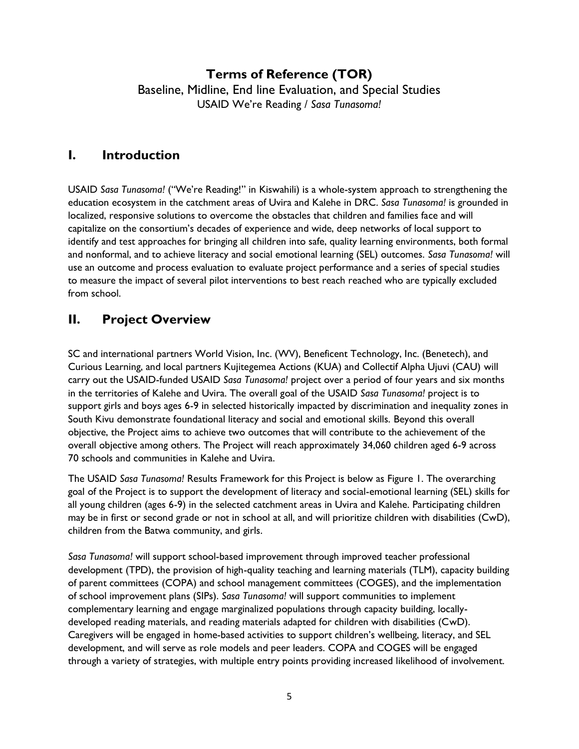# Terms of Reference (TOR)

Baseline, Midline, End line Evaluation, and Special Studies

USAID We're Reading / *Sasa Tunasoma!*

## I. Introduction

USAID *Sasa Tunasoma!* ("We're Reading!" in Kiswahili) is a whole-system approach to strengthening the education ecosystem in the catchment areas of Uvira and Kalehe in DRC. *Sasa Tunasoma!* is grounded in localized, responsive solutions to overcome the obstacles that children and families face and will capitalize on the consortium's decades of experience and wide, deep networks of local support to identify and test approaches for bringing all children into safe, quality learning environments, both formal and nonformal, and to achieve literacy and social emotional learning (SEL) outcomes. *Sasa Tunasoma!* will use an outcome and process evaluation to evaluate project performance and a series of special studies to measure the impact of several pilot interventions to best reach reached who are typically excluded from school.

## II. Project Overview

SC and international partners World Vision, Inc. (WV), Beneficent Technology, Inc. (Benetech), and Curious Learning, and local partners Kujitegemea Actions (KUA) and Collectif Alpha Ujuvi (CAU) will carry out the USAID-funded USAID *Sasa Tunasoma!* project over a period of four years and six months in the territories of Kalehe and Uvira. The overall goal of the USAID *Sasa Tunasoma!* project is to support girls and boys ages 6-9 in selected historically impacted by discrimination and inequality zones in South Kivu demonstrate foundational literacy and social and emotional skills. Beyond this overall objective, the Project aims to achieve two outcomes that will contribute to the achievement of the overall objective among others. The Project will reach approximately 34,060 children aged 6-9 across 70 schools and communities in Kalehe and Uvira.

The USAID *Sasa Tunasoma!* Results Framework for this Project is below as Figure 1. The overarching goal of the Project is to support the development of literacy and social-emotional learning (SEL) skills for all young children (ages 6-9) in the selected catchment areas in Uvira and Kalehe. Participating children may be in first or second grade or not in school at all, and will prioritize children with disabilities (CwD), children from the Batwa community, and girls.

*Sasa Tunasoma!* will support school-based improvement through improved teacher professional development (TPD), the provision of high-quality teaching and learning materials (TLM), capacity building of parent committees (COPA) and school management committees (COGES), and the implementation of school improvement plans (SIPs). *Sasa Tunasoma!* will support communities to implement complementary learning and engage marginalized populations through capacity building, locally-developed reading materials, and reading materials adapted for children with disabilities (CwD). Caregivers will be engaged in home-based activities to support children's wellbeing, literacy, and SEL development, and will serve as role models and peer leaders. COPA and COGES will be engaged through a variety of strategies, with multiple entry points providing increased likelihood of involvement.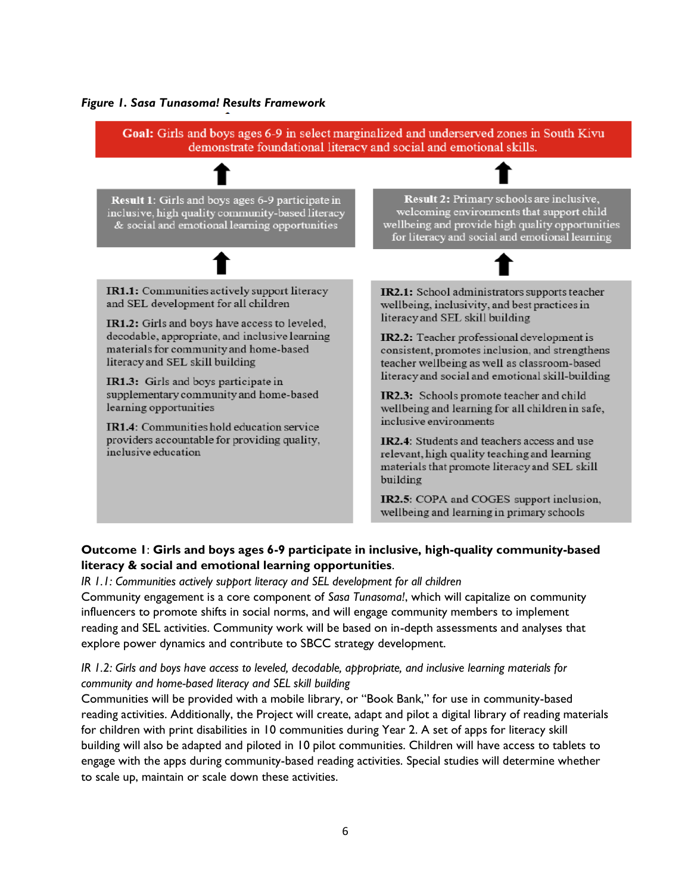*Figure 1. Sasa Tunasoma! Results Framework*

**Goal:** Girls and boys ages 6-9 in select marginalized and underserved zones in South Kivu demonstrate foundational literacy and social and emotional skills.

**Result 1**: Girls and boys ages 6-9 participate in inclusive, high quality community-based literacy & social and emotional learning opportunities

**IR1.1:** Communities actively support literacy and SEL development for all children

**IR1.2:** Girls and boys have access to leveled, decodable, appropriate, and inclusive learning materials for community and home-based literacy and SEL skill building

**IR1.3:** Girls and boys participate in supplementary community and home-based learning opportunities

**IR1.4**: Communities hold education service providers accountable for providing quality, inclusive education

**Result 2:** Primary schools are inclusive, welcoming environments that support child wellbeing and provide high quality opportunities for literacy and social and emotional learning

**IR2.1:** School administrators supports teacher wellbeing, inclusivity, and best practices in literacy and SEL skill building

**IR2.2:** Teacher professional development is consistent, promotes inclusion, and strengthens teacher wellbeing as well as classroom-based literacy and social and emotional skill-building

**IR2.3:** Schools promote teacher and child wellbeing and learning for all children in safe, inclusive environments

**IR2.4**: Students and teachers access and use relevant, high quality teaching and learning materials that promote literacy and SEL skill building

**IR2.5**: COPA and COGES support inclusion, wellbeing and learning in primary schools

**Outcome 1**: **Girls and boys ages 6-9 participate in inclusive, high-quality community-based literacy & social and emotional learning opportunities**.

*IR 1.1: Communities actively support literacy and SEL development for all children*

Community engagement is a core component of *Sasa Tunasoma!*, which will capitalize on community influencers to promote shifts in social norms, and will engage community members to implement reading and SEL activities. Community work will be based on in-depth assessments and analyses that explore power dynamics and contribute to SBCC strategy development.

*IR 1.2: Girls and boys have access to leveled, decodable, appropriate, and inclusive learning materials for community and home-based literacy and SEL skill building*

Communities will be provided with a mobile library, or "Book Bank," for use in community-based reading activities. Additionally, the Project will create, adapt and pilot a digital library of reading materials for children with print disabilities in 10 communities during Year 2. A set of apps for literacy skill building will also be adapted and piloted in 10 pilot communities. Children will have access to tablets to engage with the apps during community-based reading activities. Special studies will determine whether to scale up, maintain or scale down these activities.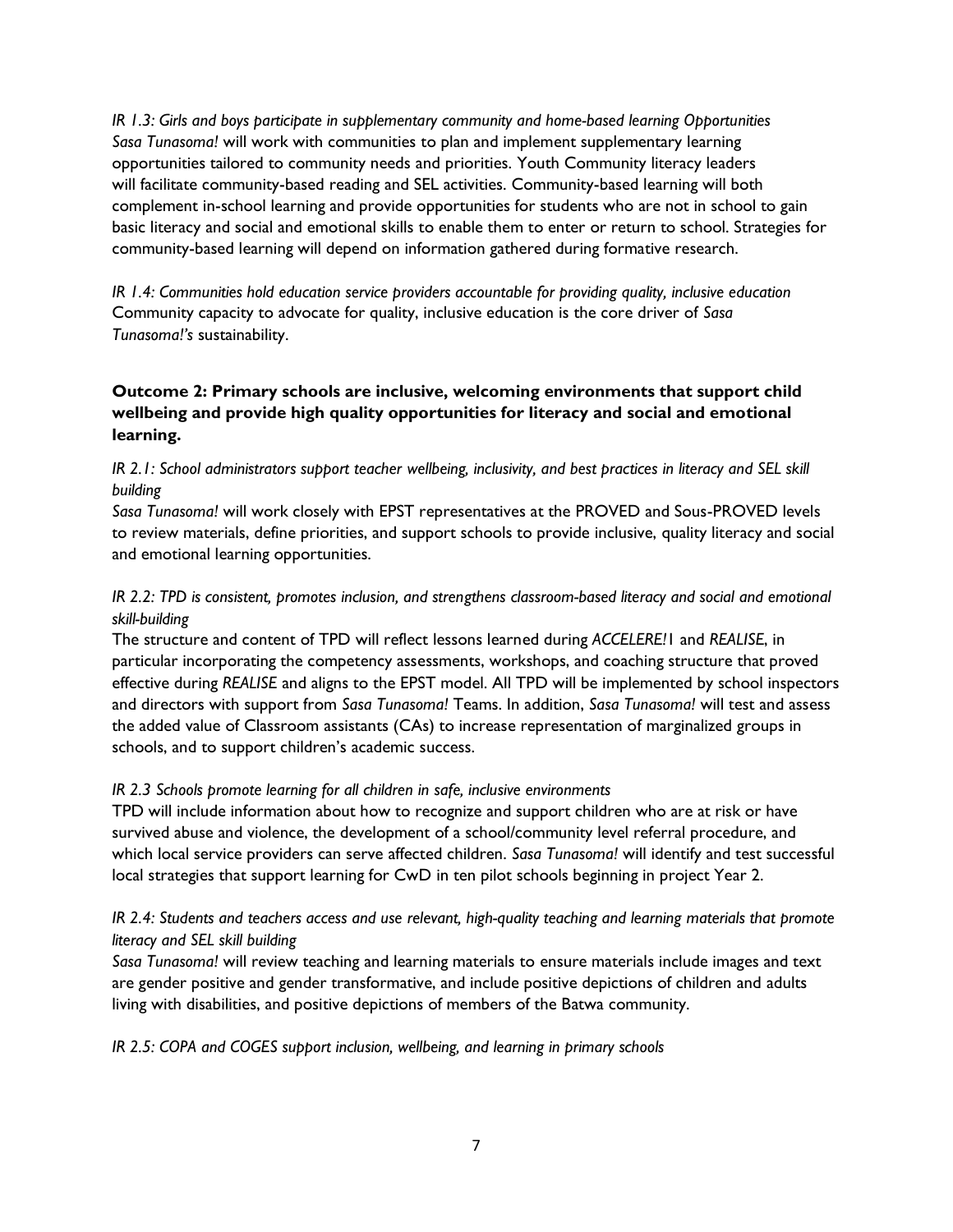*IR 1.3: Girls and boys participate in supplementary community and home-based learning Opportunities*
*Sasa Tunasoma!* will work with communities to plan and implement supplementary learning opportunities tailored to community needs and priorities. Youth Community literacy leaders will facilitate community-based reading and SEL activities. Community-based learning will both complement in-school learning and provide opportunities for students who are not in school to gain basic literacy and social and emotional skills to enable them to enter or return to school. Strategies for community-based learning will depend on information gathered during formative research.

*IR 1.4: Communities hold education service providers accountable for providing quality, inclusive education*
Community capacity to advocate for quality, inclusive education is the core driver of *Sasa Tunasoma!'s* sustainability.

**Outcome 2: Primary schools are inclusive, welcoming environments that support child wellbeing and provide high quality opportunities for literacy and social and emotional learning.**

*IR 2.1: School administrators support teacher wellbeing, inclusivity, and best practices in literacy and SEL skill building*
*Sasa Tunasoma!* will work closely with EPST representatives at the PROVED and Sous-PROVED levels to review materials, define priorities, and support schools to provide inclusive, quality literacy and social and emotional learning opportunities.

*IR 2.2: TPD is consistent, promotes inclusion, and strengthens classroom-based literacy and social and emotional skill-building*
The structure and content of TPD will reflect lessons learned during *ACCELERE!*1 and *REALISE*, in particular incorporating the competency assessments, workshops, and coaching structure that proved effective during *REALISE* and aligns to the EPST model. All TPD will be implemented by school inspectors and directors with support from *Sasa Tunasoma!* Teams. In addition, *Sasa Tunasoma!* will test and assess the added value of Classroom assistants (CAs) to increase representation of marginalized groups in schools, and to support children's academic success.

*IR 2.3 Schools promote learning for all children in safe, inclusive environments*
TPD will include information about how to recognize and support children who are at risk or have survived abuse and violence, the development of a school/community level referral procedure, and which local service providers can serve affected children. *Sasa Tunasoma!* will identify and test successful local strategies that support learning for CwD in ten pilot schools beginning in project Year 2.

*IR 2.4: Students and teachers access and use relevant, high-quality teaching and learning materials that promote literacy and SEL skill building*
*Sasa Tunasoma!* will review teaching and learning materials to ensure materials include images and text are gender positive and gender transformative, and include positive depictions of children and adults living with disabilities, and positive depictions of members of the Batwa community.

*IR 2.5: COPA and COGES support inclusion, wellbeing, and learning in primary schools*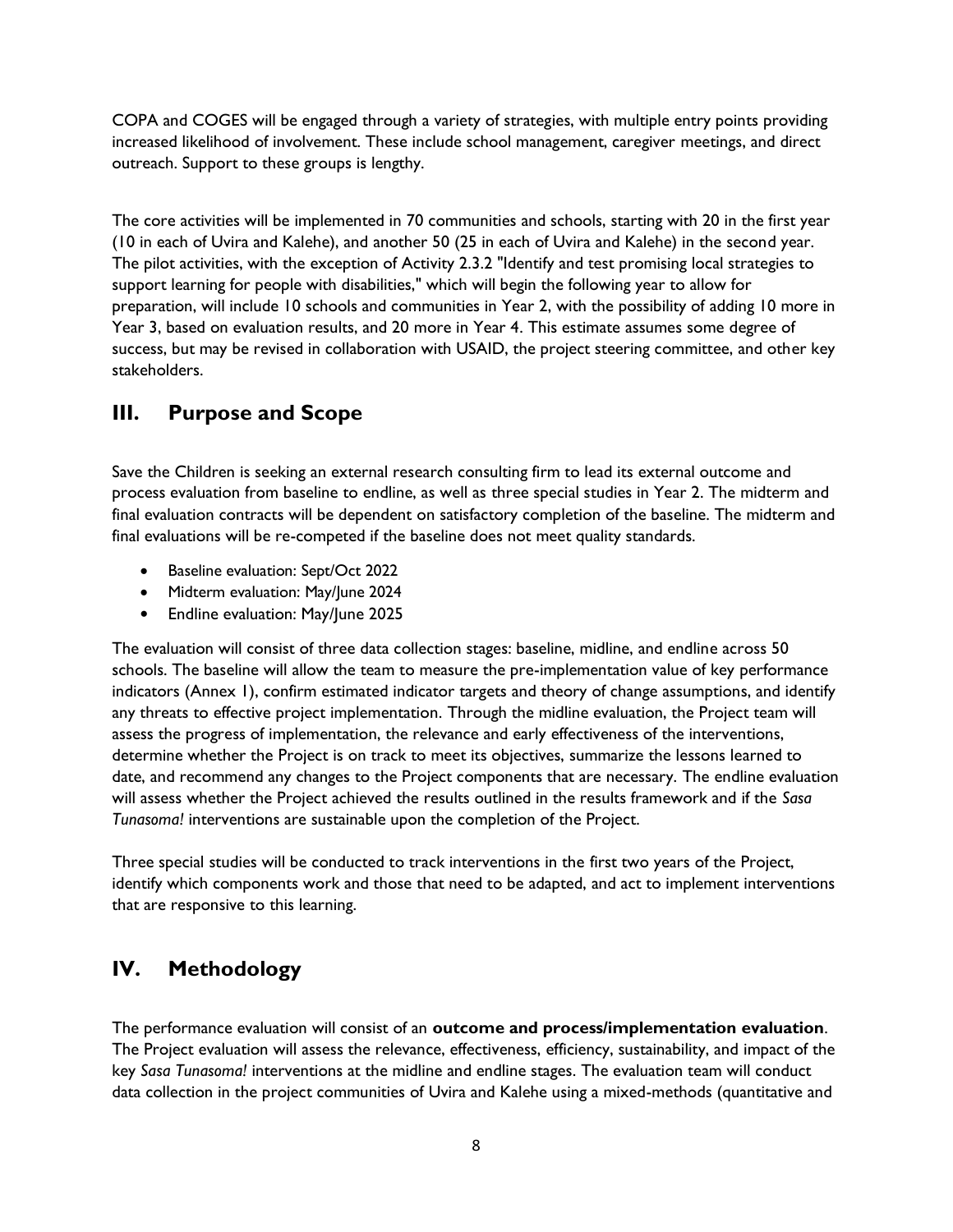COPA and COGES will be engaged through a variety of strategies, with multiple entry points providing increased likelihood of involvement. These include school management, caregiver meetings, and direct outreach. Support to these groups is lengthy.

The core activities will be implemented in 70 communities and schools, starting with 20 in the first year (10 in each of Uvira and Kalehe), and another 50 (25 in each of Uvira and Kalehe) in the second year. The pilot activities, with the exception of Activity 2.3.2 "Identify and test promising local strategies to support learning for people with disabilities," which will begin the following year to allow for preparation, will include 10 schools and communities in Year 2, with the possibility of adding 10 more in Year 3, based on evaluation results, and 20 more in Year 4. This estimate assumes some degree of success, but may be revised in collaboration with USAID, the project steering committee, and other key stakeholders.

## III. Purpose and Scope

Save the Children is seeking an external research consulting firm to lead its external outcome and process evaluation from baseline to endline, as well as three special studies in Year 2. The midterm and final evaluation contracts will be dependent on satisfactory completion of the baseline. The midterm and final evaluations will be re-competed if the baseline does not meet quality standards.

- Baseline evaluation: Sept/Oct 2022
- Midterm evaluation: May/June 2024
- Endline evaluation: May/June 2025

The evaluation will consist of three data collection stages: baseline, midline, and endline across 50 schools. The baseline will allow the team to measure the pre-implementation value of key performance indicators (Annex 1), confirm estimated indicator targets and theory of change assumptions, and identify any threats to effective project implementation. Through the midline evaluation, the Project team will assess the progress of implementation, the relevance and early effectiveness of the interventions, determine whether the Project is on track to meet its objectives, summarize the lessons learned to date, and recommend any changes to the Project components that are necessary. The endline evaluation will assess whether the Project achieved the results outlined in the results framework and if the *Sasa Tunasoma!* interventions are sustainable upon the completion of the Project.

Three special studies will be conducted to track interventions in the first two years of the Project, identify which components work and those that need to be adapted, and act to implement interventions that are responsive to this learning.

## IV. Methodology

The performance evaluation will consist of an **outcome and process/implementation evaluation**. The Project evaluation will assess the relevance, effectiveness, efficiency, sustainability, and impact of the key *Sasa Tunasoma!* interventions at the midline and endline stages. The evaluation team will conduct data collection in the project communities of Uvira and Kalehe using a mixed-methods (quantitative and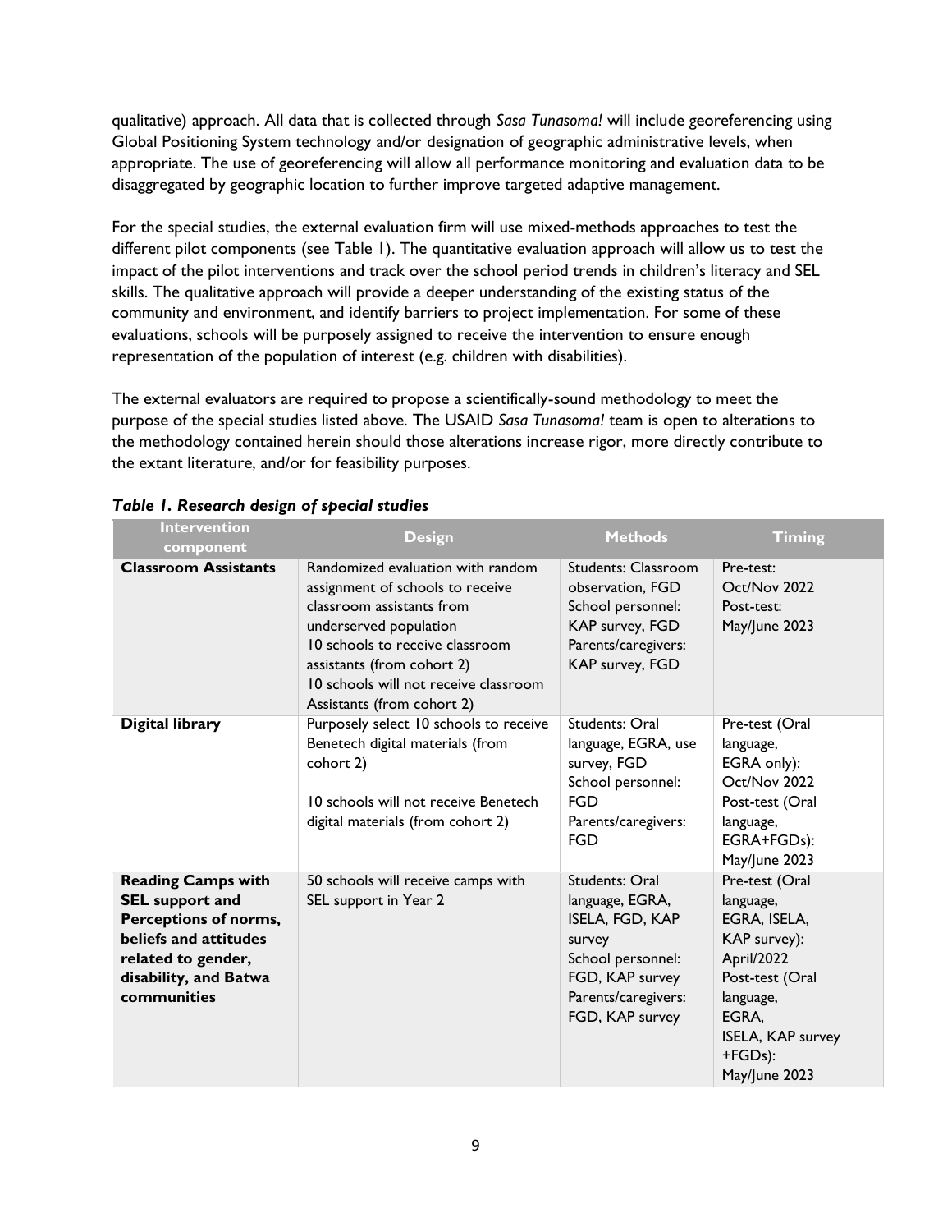qualitative) approach. All data that is collected through *Sasa Tunasoma!* will include georeferencing using Global Positioning System technology and/or designation of geographic administrative levels, when appropriate. The use of georeferencing will allow all performance monitoring and evaluation data to be disaggregated by geographic location to further improve targeted adaptive management.

For the special studies, the external evaluation firm will use mixed-methods approaches to test the different pilot components (see Table 1). The quantitative evaluation approach will allow us to test the impact of the pilot interventions and track over the school period trends in children's literacy and SEL skills. The qualitative approach will provide a deeper understanding of the existing status of the community and environment, and identify barriers to project implementation. For some of these evaluations, schools will be purposely assigned to receive the intervention to ensure enough representation of the population of interest (e.g. children with disabilities).

The external evaluators are required to propose a scientifically-sound methodology to meet the purpose of the special studies listed above. The USAID *Sasa Tunasoma!* team is open to alterations to the methodology contained herein should those alterations increase rigor, more directly contribute to the extant literature, and/or for feasibility purposes.

***Table 1. Research design of special studies***

| Intervention component | Design | Methods | Timing |
| --- | --- | --- | --- |
| **Classroom Assistants** | Randomized evaluation with random assignment of schools to receive classroom assistants from underserved population<br>10 schools to receive classroom assistants (from cohort 2)<br>10 schools will not receive classroom Assistants (from cohort 2) | Students: Classroom observation, FGD<br>School personnel: KAP survey, FGD<br>Parents/caregivers: KAP survey, FGD | Pre-test: Oct/Nov 2022<br>Post-test: May/June 2023 |
| **Digital library** | Purposely select 10 schools to receive Benetech digital materials (from cohort 2)<br><br>10 schools will not receive Benetech digital materials (from cohort 2) | Students: Oral language, EGRA, use survey, FGD<br>School personnel: FGD<br>Parents/caregivers: FGD | Pre-test (Oral language, EGRA only): Oct/Nov 2022<br>Post-test (Oral language, EGRA+FGDs): May/June 2023 |
| **Reading Camps with SEL support and Perceptions of norms, beliefs and attitudes related to gender, disability, and Batwa communities** | 50 schools will receive camps with SEL support in Year 2 | Students: Oral language, EGRA, ISELA, FGD, KAP survey<br>School personnel: FGD, KAP survey<br>Parents/caregivers: FGD, KAP survey | Pre-test (Oral language, EGRA, ISELA, KAP survey): April/2022<br>Post-test (Oral language, EGRA, ISELA, KAP survey +FGDs): May/June 2023 |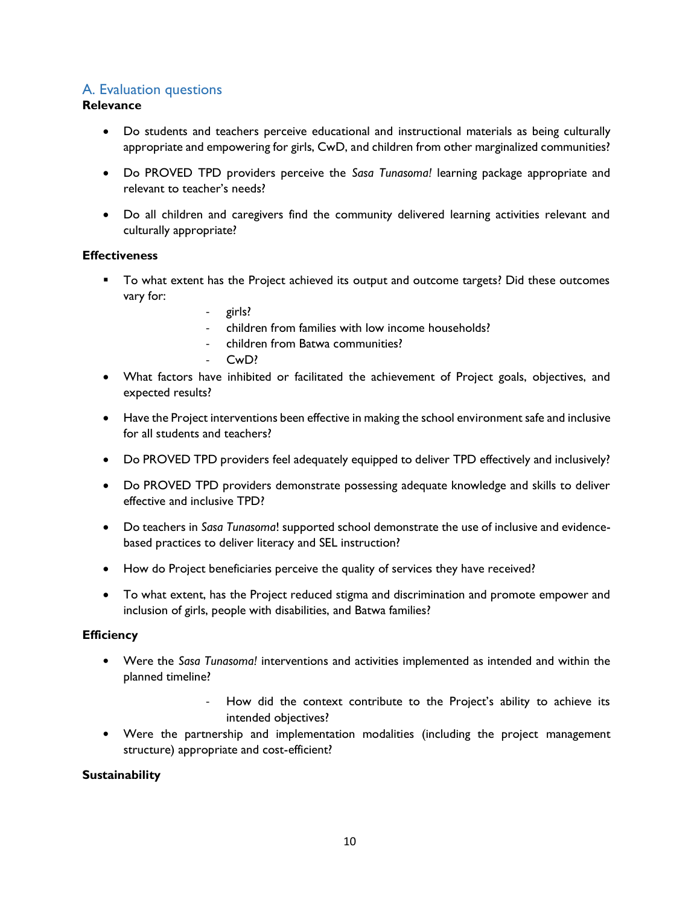## A. Evaluation questions

**Relevance**

- Do students and teachers perceive educational and instructional materials as being culturally appropriate and empowering for girls, CwD, and children from other marginalized communities?
- Do PROVED TPD providers perceive the *Sasa Tunasoma!* learning package appropriate and relevant to teacher's needs?
- Do all children and caregivers find the community delivered learning activities relevant and culturally appropriate?

**Effectiveness**

- To what extent has the Project achieved its output and outcome targets? Did these outcomes vary for:
  - girls?
  - children from families with low income households?
  - children from Batwa communities?
  - CwD?
- What factors have inhibited or facilitated the achievement of Project goals, objectives, and expected results?
- Have the Project interventions been effective in making the school environment safe and inclusive for all students and teachers?
- Do PROVED TPD providers feel adequately equipped to deliver TPD effectively and inclusively?
- Do PROVED TPD providers demonstrate possessing adequate knowledge and skills to deliver effective and inclusive TPD?
- Do teachers in *Sasa Tunasoma*! supported school demonstrate the use of inclusive and evidence-based practices to deliver literacy and SEL instruction?
- How do Project beneficiaries perceive the quality of services they have received?
- To what extent, has the Project reduced stigma and discrimination and promote empower and inclusion of girls, people with disabilities, and Batwa families?

**Efficiency**

- Were the *Sasa Tunasoma!* interventions and activities implemented as intended and within the planned timeline?
  - How did the context contribute to the Project's ability to achieve its intended objectives?
- Were the partnership and implementation modalities (including the project management structure) appropriate and cost-efficient?

**Sustainability**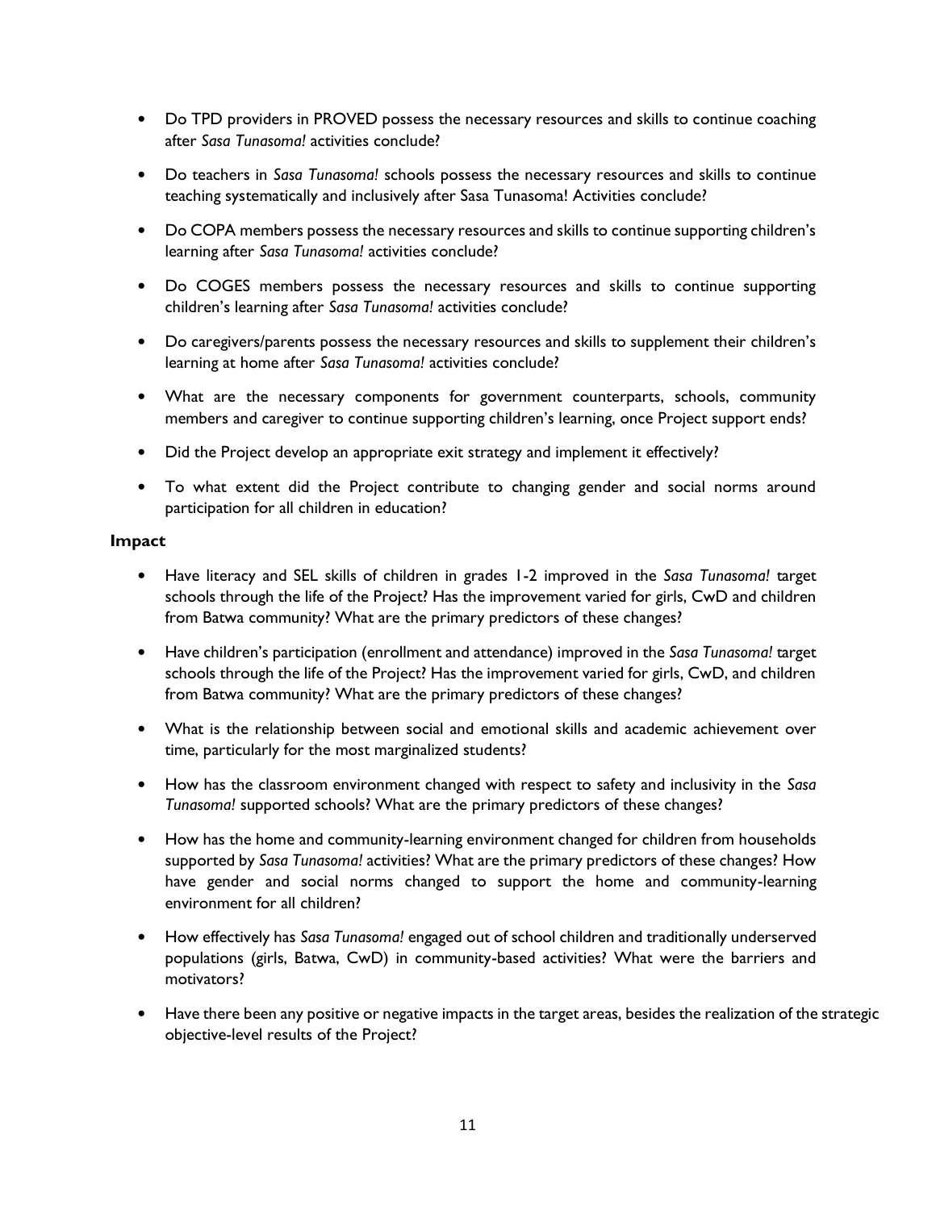- Do TPD providers in PROVED possess the necessary resources and skills to continue coaching after *Sasa Tunasoma!* activities conclude?
- Do teachers in *Sasa Tunasoma!* schools possess the necessary resources and skills to continue teaching systematically and inclusively after Sasa Tunasoma! Activities conclude?
- Do COPA members possess the necessary resources and skills to continue supporting children's learning after *Sasa Tunasoma!* activities conclude?
- Do COGES members possess the necessary resources and skills to continue supporting children's learning after *Sasa Tunasoma!* activities conclude?
- Do caregivers/parents possess the necessary resources and skills to supplement their children's learning at home after *Sasa Tunasoma!* activities conclude?
- What are the necessary components for government counterparts, schools, community members and caregiver to continue supporting children's learning, once Project support ends?
- Did the Project develop an appropriate exit strategy and implement it effectively?
- To what extent did the Project contribute to changing gender and social norms around participation for all children in education?

**Impact**

- Have literacy and SEL skills of children in grades 1-2 improved in the *Sasa Tunasoma!* target schools through the life of the Project? Has the improvement varied for girls, CwD and children from Batwa community? What are the primary predictors of these changes?
- Have children's participation (enrollment and attendance) improved in the *Sasa Tunasoma!* target schools through the life of the Project? Has the improvement varied for girls, CwD, and children from Batwa community? What are the primary predictors of these changes?
- What is the relationship between social and emotional skills and academic achievement over time, particularly for the most marginalized students?
- How has the classroom environment changed with respect to safety and inclusivity in the *Sasa Tunasoma!* supported schools? What are the primary predictors of these changes?
- How has the home and community-learning environment changed for children from households supported by *Sasa Tunasoma!* activities? What are the primary predictors of these changes? How have gender and social norms changed to support the home and community-learning environment for all children?
- How effectively has *Sasa Tunasoma!* engaged out of school children and traditionally underserved populations (girls, Batwa, CwD) in community-based activities? What were the barriers and motivators?
- Have there been any positive or negative impacts in the target areas, besides the realization of the strategic objective-level results of the Project?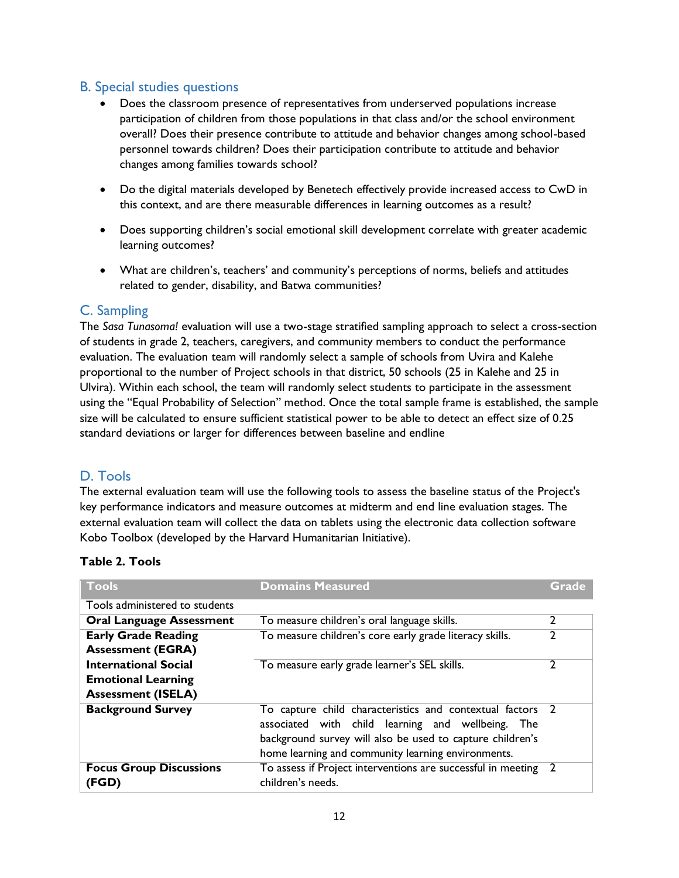## B. Special studies questions

- Does the classroom presence of representatives from underserved populations increase participation of children from those populations in that class and/or the school environment overall? Does their presence contribute to attitude and behavior changes among school-based personnel towards children? Does their participation contribute to attitude and behavior changes among families towards school?
- Do the digital materials developed by Benetech effectively provide increased access to CwD in this context, and are there measurable differences in learning outcomes as a result?
- Does supporting children's social emotional skill development correlate with greater academic learning outcomes?
- What are children's, teachers' and community's perceptions of norms, beliefs and attitudes related to gender, disability, and Batwa communities?

## C. Sampling

The *Sasa Tunasoma!* evaluation will use a two-stage stratified sampling approach to select a cross-section of students in grade 2, teachers, caregivers, and community members to conduct the performance evaluation. The evaluation team will randomly select a sample of schools from Uvira and Kalehe proportional to the number of Project schools in that district, 50 schools (25 in Kalehe and 25 in Ulvira). Within each school, the team will randomly select students to participate in the assessment using the "Equal Probability of Selection" method. Once the total sample frame is established, the sample size will be calculated to ensure sufficient statistical power to be able to detect an effect size of 0.25 standard deviations or larger for differences between baseline and endline

## D. Tools

The external evaluation team will use the following tools to assess the baseline status of the Project's key performance indicators and measure outcomes at midterm and end line evaluation stages. The external evaluation team will collect the data on tablets using the electronic data collection software Kobo Toolbox (developed by the Harvard Humanitarian Initiative).

**Table 2. Tools**

| Tools | Domains Measured | Grade |
|---|---|---|
| Tools administered to students | | |
| **Oral Language Assessment** | To measure children's oral language skills. | 2 |
| **Early Grade Reading Assessment (EGRA)** | To measure children's core early grade literacy skills. | 2 |
| **International Social Emotional Learning Assessment (ISELA)** | To measure early grade learner's SEL skills. | 2 |
| **Background Survey** | To capture child characteristics and contextual factors associated with child learning and wellbeing. The background survey will also be used to capture children's home learning and community learning environments. | 2 |
| **Focus Group Discussions (FGD)** | To assess if Project interventions are successful in meeting children's needs. | 2 |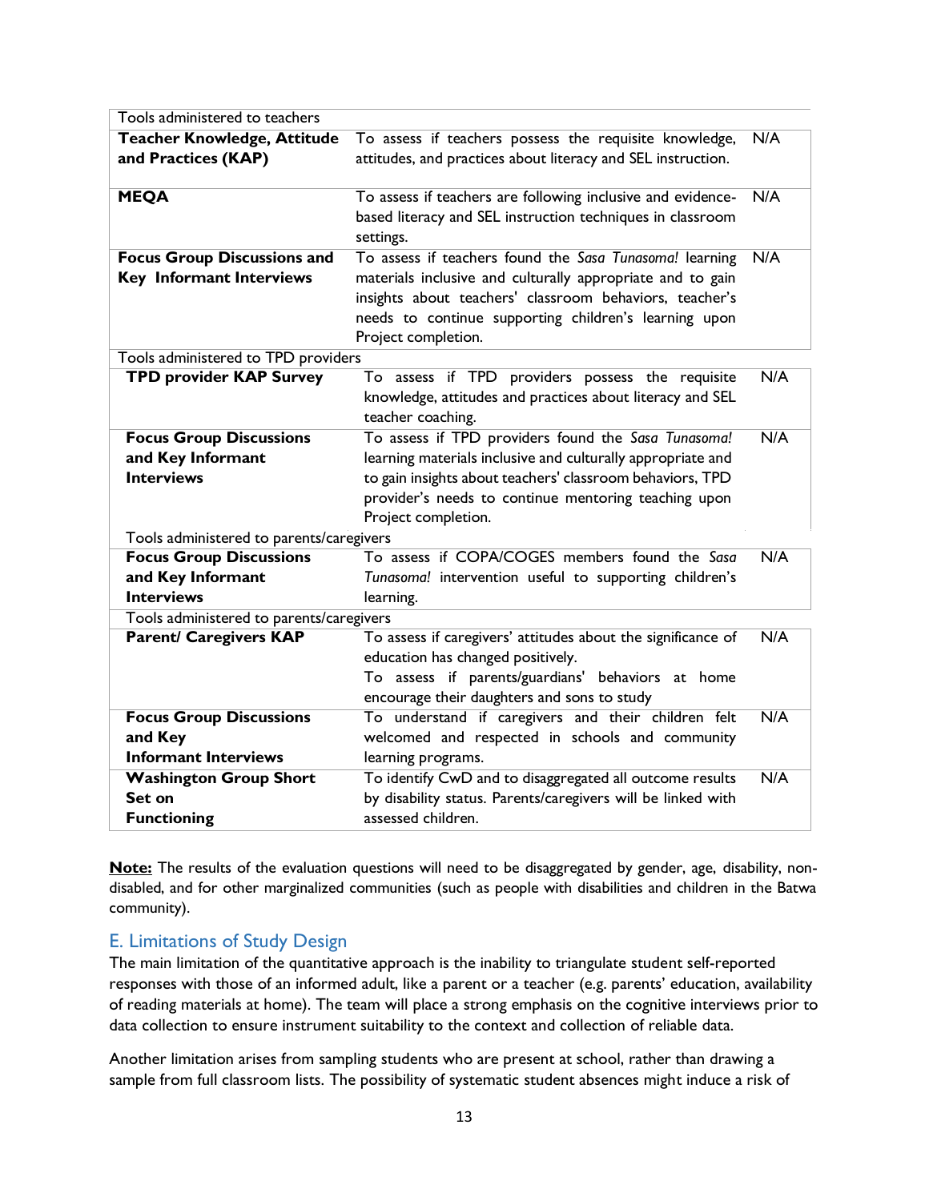| | | |
|---|---|---|
| Tools administered to teachers | | |
| **Teacher Knowledge, Attitude and Practices (KAP)** | To assess if teachers possess the requisite knowledge, attitudes, and practices about literacy and SEL instruction. | N/A |
| **MEQA** | To assess if teachers are following inclusive and evidence-based literacy and SEL instruction techniques in classroom settings. | N/A |
| **Focus Group Discussions and Key Informant Interviews** | To assess if teachers found the *Sasa Tunasoma!* learning materials inclusive and culturally appropriate and to gain insights about teachers' classroom behaviors, teacher's needs to continue supporting children's learning upon Project completion. | N/A |
| Tools administered to TPD providers | | |
| **TPD provider KAP Survey** | To assess if TPD providers possess the requisite knowledge, attitudes and practices about literacy and SEL teacher coaching. | N/A |
| **Focus Group Discussions and Key Informant Interviews** | To assess if TPD providers found the *Sasa Tunasoma!* learning materials inclusive and culturally appropriate and to gain insights about teachers' classroom behaviors, TPD provider's needs to continue mentoring teaching upon Project completion. | N/A |
| Tools administered to parents/caregivers | | |
| **Focus Group Discussions and Key Informant Interviews** | To assess if COPA/COGES members found the *Sasa Tunasoma!* intervention useful to supporting children's learning. | N/A |
| Tools administered to parents/caregivers | | |
| **Parent/ Caregivers KAP** | To assess if caregivers' attitudes about the significance of education has changed positively.<br>To assess if parents/guardians' behaviors at home encourage their daughters and sons to study | N/A |
| **Focus Group Discussions and Key Informant Interviews** | To understand if caregivers and their children felt welcomed and respected in schools and community learning programs. | N/A |
| **Washington Group Short Set on Functioning** | To identify CwD and to disaggregated all outcome results by disability status. Parents/caregivers will be linked with assessed children. | N/A |

**Note:** The results of the evaluation questions will need to be disaggregated by gender, age, disability, non-disabled, and for other marginalized communities (such as people with disabilities and children in the Batwa community).

## E. Limitations of Study Design

The main limitation of the quantitative approach is the inability to triangulate student self-reported responses with those of an informed adult, like a parent or a teacher (e.g. parents' education, availability of reading materials at home). The team will place a strong emphasis on the cognitive interviews prior to data collection to ensure instrument suitability to the context and collection of reliable data.

Another limitation arises from sampling students who are present at school, rather than drawing a sample from full classroom lists. The possibility of systematic student absences might induce a risk of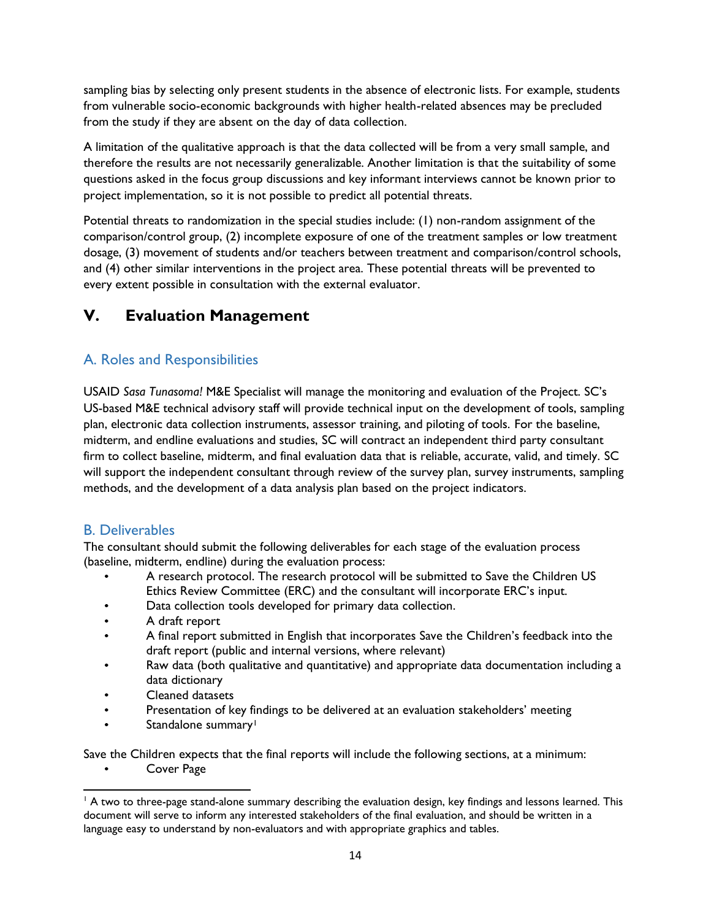sampling bias by selecting only present students in the absence of electronic lists. For example, students from vulnerable socio-economic backgrounds with higher health-related absences may be precluded from the study if they are absent on the day of data collection.

A limitation of the qualitative approach is that the data collected will be from a very small sample, and therefore the results are not necessarily generalizable. Another limitation is that the suitability of some questions asked in the focus group discussions and key informant interviews cannot be known prior to project implementation, so it is not possible to predict all potential threats.

Potential threats to randomization in the special studies include: (1) non-random assignment of the comparison/control group, (2) incomplete exposure of one of the treatment samples or low treatment dosage, (3) movement of students and/or teachers between treatment and comparison/control schools, and (4) other similar interventions in the project area. These potential threats will be prevented to every extent possible in consultation with the external evaluator.

# V. Evaluation Management

## A. Roles and Responsibilities

USAID *Sasa Tunasoma!* M&E Specialist will manage the monitoring and evaluation of the Project. SC's US-based M&E technical advisory staff will provide technical input on the development of tools, sampling plan, electronic data collection instruments, assessor training, and piloting of tools. For the baseline, midterm, and endline evaluations and studies, SC will contract an independent third party consultant firm to collect baseline, midterm, and final evaluation data that is reliable, accurate, valid, and timely. SC will support the independent consultant through review of the survey plan, survey instruments, sampling methods, and the development of a data analysis plan based on the project indicators.

## B. Deliverables

The consultant should submit the following deliverables for each stage of the evaluation process (baseline, midterm, endline) during the evaluation process:

- A research protocol. The research protocol will be submitted to Save the Children US Ethics Review Committee (ERC) and the consultant will incorporate ERC's input.
- Data collection tools developed for primary data collection.
- A draft report
- A final report submitted in English that incorporates Save the Children's feedback into the draft report (public and internal versions, where relevant)
- Raw data (both qualitative and quantitative) and appropriate data documentation including a data dictionary
- Cleaned datasets
- Presentation of key findings to be delivered at an evaluation stakeholders' meeting
- Standalone summary[1]

Save the Children expects that the final reports will include the following sections, at a minimum:

- Cover Page

[1] A two to three-page stand-alone summary describing the evaluation design, key findings and lessons learned. This document will serve to inform any interested stakeholders of the final evaluation, and should be written in a language easy to understand by non-evaluators and with appropriate graphics and tables.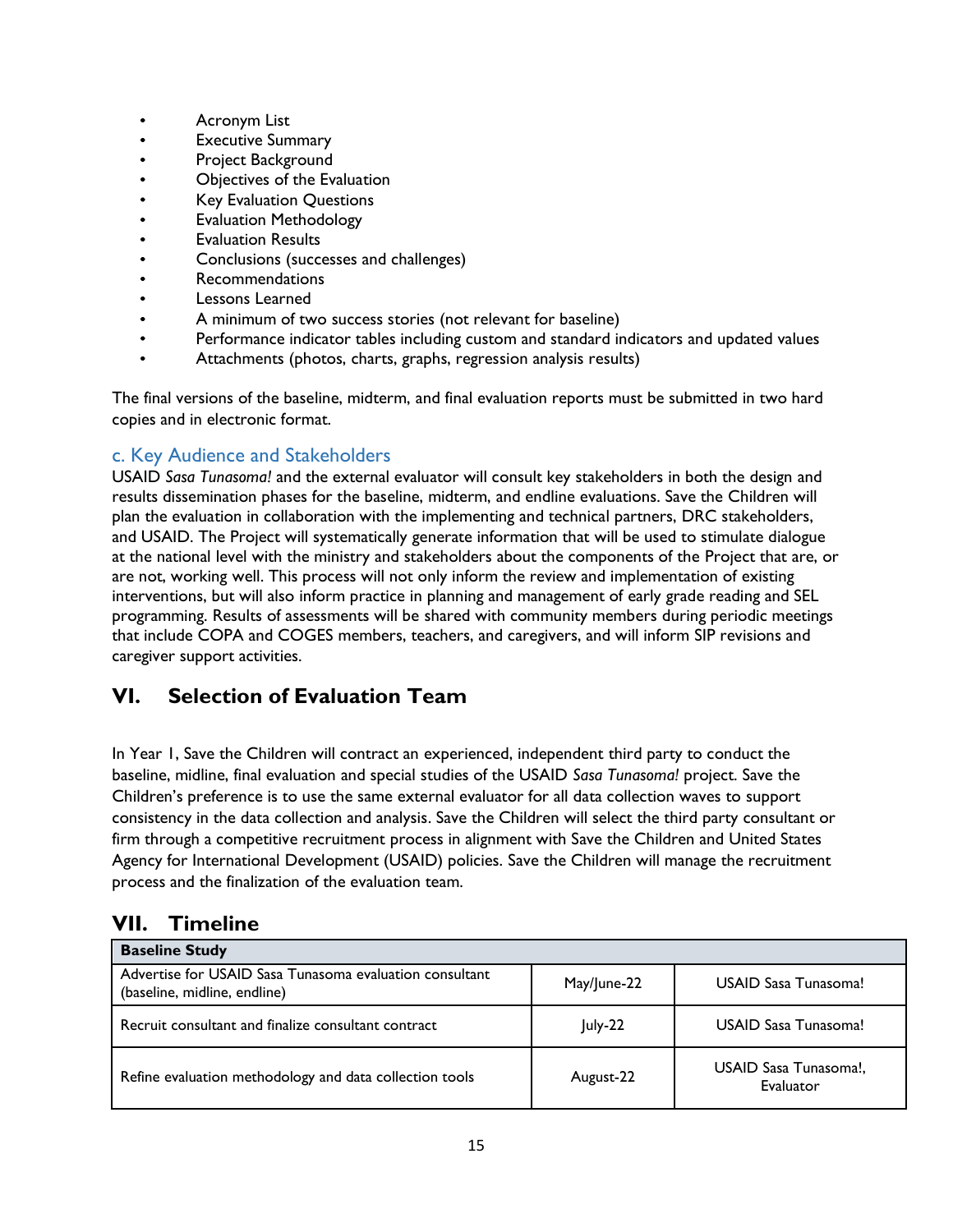- Acronym List
- Executive Summary
- Project Background
- Objectives of the Evaluation
- Key Evaluation Questions
- Evaluation Methodology
- Evaluation Results
- Conclusions (successes and challenges)
- Recommendations
- Lessons Learned
- A minimum of two success stories (not relevant for baseline)
- Performance indicator tables including custom and standard indicators and updated values
- Attachments (photos, charts, graphs, regression analysis results)

The final versions of the baseline, midterm, and final evaluation reports must be submitted in two hard copies and in electronic format.

### c. Key Audience and Stakeholders

USAID *Sasa Tunasoma!* and the external evaluator will consult key stakeholders in both the design and results dissemination phases for the baseline, midterm, and endline evaluations. Save the Children will plan the evaluation in collaboration with the implementing and technical partners, DRC stakeholders, and USAID. The Project will systematically generate information that will be used to stimulate dialogue at the national level with the ministry and stakeholders about the components of the Project that are, or are not, working well. This process will not only inform the review and implementation of existing interventions, but will also inform practice in planning and management of early grade reading and SEL programming. Results of assessments will be shared with community members during periodic meetings that include COPA and COGES members, teachers, and caregivers, and will inform SIP revisions and caregiver support activities.

## VI. Selection of Evaluation Team

In Year 1, Save the Children will contract an experienced, independent third party to conduct the baseline, midline, final evaluation and special studies of the USAID *Sasa Tunasoma!* project. Save the Children's preference is to use the same external evaluator for all data collection waves to support consistency in the data collection and analysis. Save the Children will select the third party consultant or firm through a competitive recruitment process in alignment with Save the Children and United States Agency for International Development (USAID) policies. Save the Children will manage the recruitment process and the finalization of the evaluation team.

## VII. Timeline

| **Baseline Study** | | |
|---|---|---|
| Advertise for USAID Sasa Tunasoma evaluation consultant (baseline, midline, endline) | May/June-22 | USAID Sasa Tunasoma! |
| Recruit consultant and finalize consultant contract | July-22 | USAID Sasa Tunasoma! |
| Refine evaluation methodology and data collection tools | August-22 | USAID Sasa Tunasoma!, Evaluator |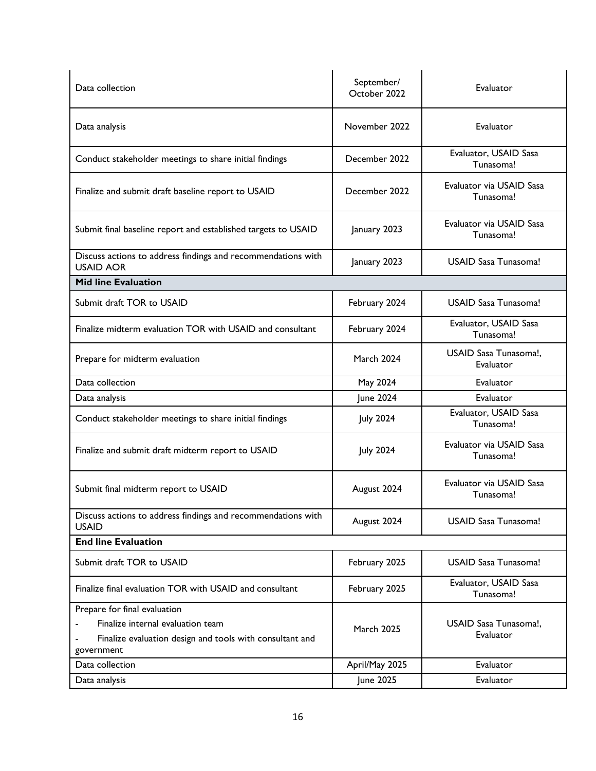| | | |
|---|---|---|
| Data collection | September/ October 2022 | Evaluator |
| Data analysis | November 2022 | Evaluator |
| Conduct stakeholder meetings to share initial findings | December 2022 | Evaluator, USAID Sasa Tunasoma! |
| Finalize and submit draft baseline report to USAID | December 2022 | Evaluator via USAID Sasa Tunasoma! |
| Submit final baseline report and established targets to USAID | January 2023 | Evaluator via USAID Sasa Tunasoma! |
| Discuss actions to address findings and recommendations with USAID AOR | January 2023 | USAID Sasa Tunasoma! |
| **Mid line Evaluation** | | |
| Submit draft TOR to USAID | February 2024 | USAID Sasa Tunasoma! |
| Finalize midterm evaluation TOR with USAID and consultant | February 2024 | Evaluator, USAID Sasa Tunasoma! |
| Prepare for midterm evaluation | March 2024 | USAID Sasa Tunasoma!, Evaluator |
| Data collection | May 2024 | Evaluator |
| Data analysis | June 2024 | Evaluator |
| Conduct stakeholder meetings to share initial findings | July 2024 | Evaluator, USAID Sasa Tunasoma! |
| Finalize and submit draft midterm report to USAID | July 2024 | Evaluator via USAID Sasa Tunasoma! |
| Submit final midterm report to USAID | August 2024 | Evaluator via USAID Sasa Tunasoma! |
| Discuss actions to address findings and recommendations with USAID | August 2024 | USAID Sasa Tunasoma! |
| **End line Evaluation** | | |
| Submit draft TOR to USAID | February 2025 | USAID Sasa Tunasoma! |
| Finalize final evaluation TOR with USAID and consultant | February 2025 | Evaluator, USAID Sasa Tunasoma! |
| Prepare for final evaluation<br>- Finalize internal evaluation team<br>- Finalize evaluation design and tools with consultant and government | March 2025 | USAID Sasa Tunasoma!, Evaluator |
| Data collection | April/May 2025 | Evaluator |
| Data analysis | June 2025 | Evaluator |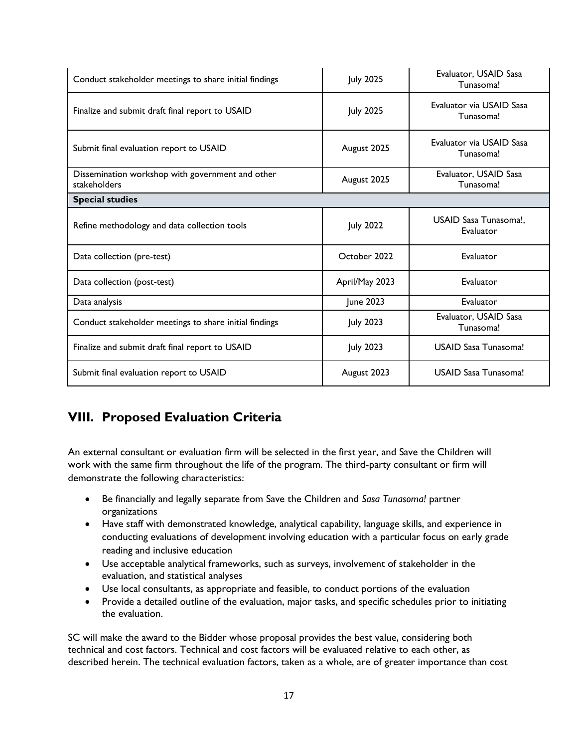| | | |
|---|---|---|
| Conduct stakeholder meetings to share initial findings | July 2025 | Evaluator, USAID Sasa Tunasoma! |
| Finalize and submit draft final report to USAID | July 2025 | Evaluator via USAID Sasa Tunasoma! |
| Submit final evaluation report to USAID | August 2025 | Evaluator via USAID Sasa Tunasoma! |
| Dissemination workshop with government and other stakeholders | August 2025 | Evaluator, USAID Sasa Tunasoma! |
| **Special studies** | | |
| Refine methodology and data collection tools | July 2022 | USAID Sasa Tunasoma!, Evaluator |
| Data collection (pre-test) | October 2022 | Evaluator |
| Data collection (post-test) | April/May 2023 | Evaluator |
| Data analysis | June 2023 | Evaluator |
| Conduct stakeholder meetings to share initial findings | July 2023 | Evaluator, USAID Sasa Tunasoma! |
| Finalize and submit draft final report to USAID | July 2023 | USAID Sasa Tunasoma! |
| Submit final evaluation report to USAID | August 2023 | USAID Sasa Tunasoma! |

## VIII. Proposed Evaluation Criteria

An external consultant or evaluation firm will be selected in the first year, and Save the Children will work with the same firm throughout the life of the program. The third-party consultant or firm will demonstrate the following characteristics:

- Be financially and legally separate from Save the Children and *Sasa Tunasoma!* partner organizations
- Have staff with demonstrated knowledge, analytical capability, language skills, and experience in conducting evaluations of development involving education with a particular focus on early grade reading and inclusive education
- Use acceptable analytical frameworks, such as surveys, involvement of stakeholder in the evaluation, and statistical analyses
- Use local consultants, as appropriate and feasible, to conduct portions of the evaluation
- Provide a detailed outline of the evaluation, major tasks, and specific schedules prior to initiating the evaluation.

SC will make the award to the Bidder whose proposal provides the best value, considering both technical and cost factors. Technical and cost factors will be evaluated relative to each other, as described herein. The technical evaluation factors, taken as a whole, are of greater importance than cost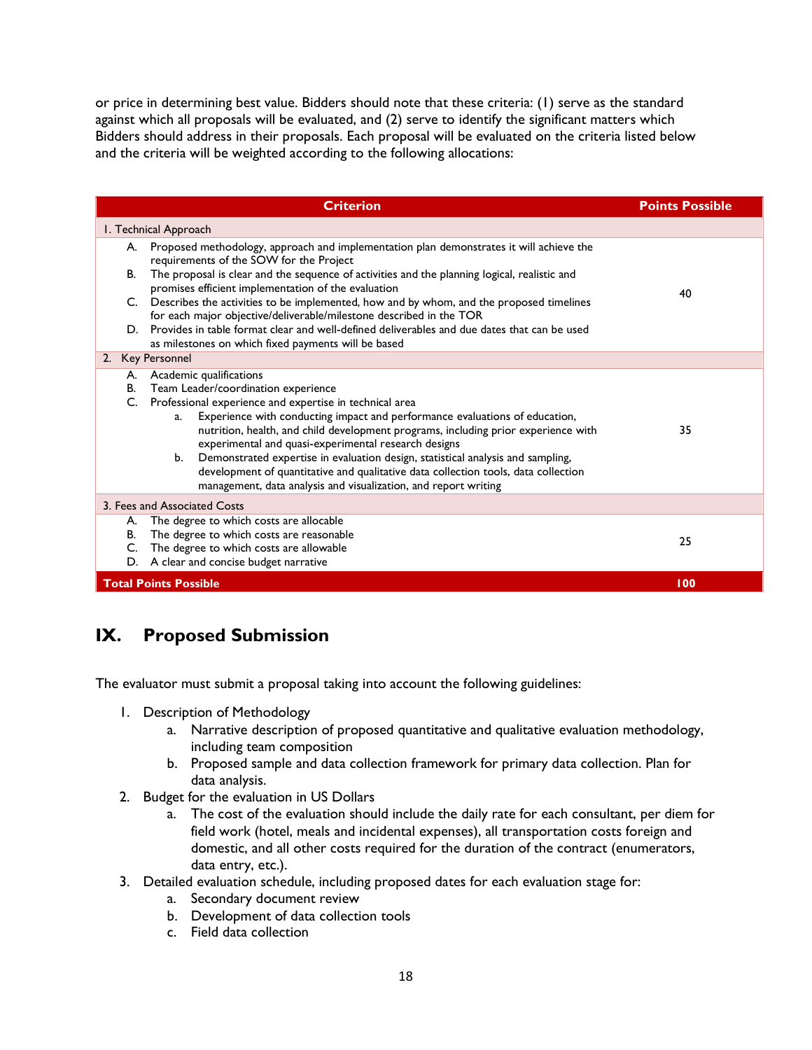or price in determining best value. Bidders should note that these criteria: (1) serve as the standard against which all proposals will be evaluated, and (2) serve to identify the significant matters which Bidders should address in their proposals. Each proposal will be evaluated on the criteria listed below and the criteria will be weighted according to the following allocations:

| Criterion | Points Possible |
|---|---|
| 1. Technical Approach | |
| A. Proposed methodology, approach and implementation plan demonstrates it will achieve the requirements of the SOW for the Project<br>B. The proposal is clear and the sequence of activities and the planning logical, realistic and promises efficient implementation of the evaluation<br>C. Describes the activities to be implemented, how and by whom, and the proposed timelines for each major objective/deliverable/milestone described in the TOR<br>D. Provides in table format clear and well-defined deliverables and due dates that can be used as milestones on which fixed payments will be based | 40 |
| 2. Key Personnel | |
| A. Academic qualifications<br>B. Team Leader/coordination experience<br>C. Professional experience and expertise in technical area<br>a. Experience with conducting impact and performance evaluations of education, nutrition, health, and child development programs, including prior experience with experimental and quasi-experimental research designs<br>b. Demonstrated expertise in evaluation design, statistical analysis and sampling, development of quantitative and qualitative data collection tools, data collection management, data analysis and visualization, and report writing | 35 |
| 3. Fees and Associated Costs | |
| A. The degree to which costs are allocable<br>B. The degree to which costs are reasonable<br>C. The degree to which costs are allowable<br>D. A clear and concise budget narrative | 25 |
| **Total Points Possible** | **100** |

# IX. Proposed Submission

The evaluator must submit a proposal taking into account the following guidelines:

1. Description of Methodology
   a. Narrative description of proposed quantitative and qualitative evaluation methodology, including team composition
   b. Proposed sample and data collection framework for primary data collection. Plan for data analysis.
2. Budget for the evaluation in US Dollars
   a. The cost of the evaluation should include the daily rate for each consultant, per diem for field work (hotel, meals and incidental expenses), all transportation costs foreign and domestic, and all other costs required for the duration of the contract (enumerators, data entry, etc.).
3. Detailed evaluation schedule, including proposed dates for each evaluation stage for:
   a. Secondary document review
   b. Development of data collection tools
   c. Field data collection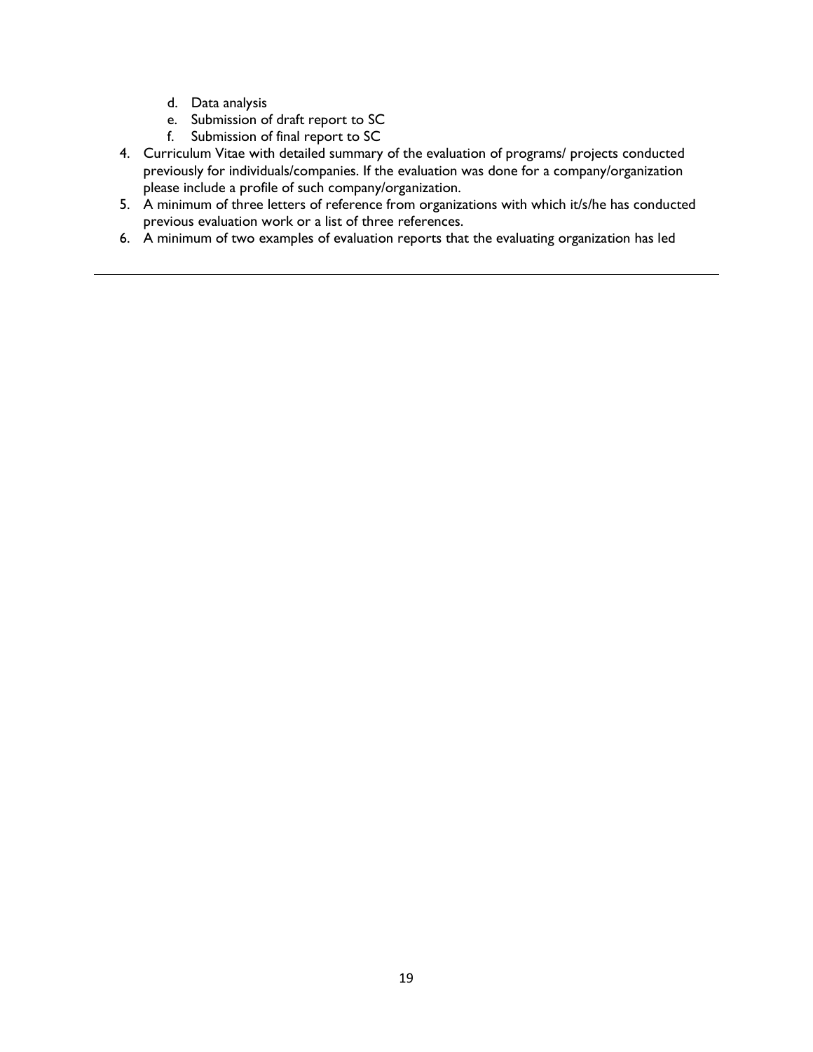d. Data analysis
   e. Submission of draft report to SC
   f. Submission of final report to SC
4. Curriculum Vitae with detailed summary of the evaluation of programs/ projects conducted previously for individuals/companies. If the evaluation was done for a company/organization please include a profile of such company/organization.
5. A minimum of three letters of reference from organizations with which it/s/he has conducted previous evaluation work or a list of three references.
6. A minimum of two examples of evaluation reports that the evaluating organization has led

---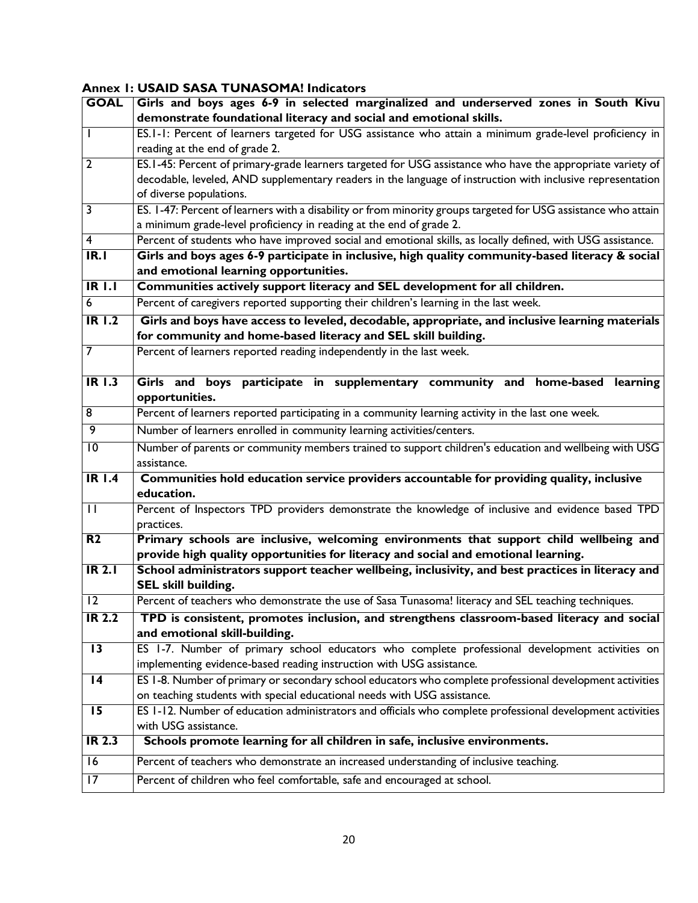**Annex 1: USAID SASA TUNASOMA! Indicators**

| | |
|---|---|
| **GOAL** | **Girls and boys ages 6-9 in selected marginalized and underserved zones in South Kivu demonstrate foundational literacy and social and emotional skills.** |
| 1 | ES.1-1: Percent of learners targeted for USG assistance who attain a minimum grade-level proficiency in reading at the end of grade 2. |
| 2 | ES.1-45: Percent of primary-grade learners targeted for USG assistance who have the appropriate variety of decodable, leveled, AND supplementary readers in the language of instruction with inclusive representation of diverse populations. |
| 3 | ES. 1-47: Percent of learners with a disability or from minority groups targeted for USG assistance who attain a minimum grade-level proficiency in reading at the end of grade 2. |
| 4 | Percent of students who have improved social and emotional skills, as locally defined, with USG assistance. |
| **IR.1** | **Girls and boys ages 6-9 participate in inclusive, high quality community-based literacy & social and emotional learning opportunities.** |
| **IR 1.1** | **Communities actively support literacy and SEL development for all children.** |
| 6 | Percent of caregivers reported supporting their children's learning in the last week. |
| **IR 1.2** | **Girls and boys have access to leveled, decodable, appropriate, and inclusive learning materials for community and home-based literacy and SEL skill building.** |
| 7 | Percent of learners reported reading independently in the last week. |
| **IR 1.3** | **Girls and boys participate in supplementary community and home-based learning opportunities.** |
| 8 | Percent of learners reported participating in a community learning activity in the last one week. |
| 9 | Number of learners enrolled in community learning activities/centers. |
| 10 | Number of parents or community members trained to support children's education and wellbeing with USG assistance. |
| **IR 1.4** | **Communities hold education service providers accountable for providing quality, inclusive education.** |
| 11 | Percent of Inspectors TPD providers demonstrate the knowledge of inclusive and evidence based TPD practices. |
| **R2** | **Primary schools are inclusive, welcoming environments that support child wellbeing and provide high quality opportunities for literacy and social and emotional learning.** |
| **IR 2.1** | **School administrators support teacher wellbeing, inclusivity, and best practices in literacy and SEL skill building.** |
| 12 | Percent of teachers who demonstrate the use of Sasa Tunasoma! literacy and SEL teaching techniques. |
| **IR 2.2** | **TPD is consistent, promotes inclusion, and strengthens classroom-based literacy and social and emotional skill-building.** |
| **13** | ES 1-7. Number of primary school educators who complete professional development activities on implementing evidence-based reading instruction with USG assistance. |
| **14** | ES 1-8. Number of primary or secondary school educators who complete professional development activities on teaching students with special educational needs with USG assistance. |
| **15** | ES 1-12. Number of education administrators and officials who complete professional development activities with USG assistance. |
| **IR 2.3** | **Schools promote learning for all children in safe, inclusive environments.** |
| 16 | Percent of teachers who demonstrate an increased understanding of inclusive teaching. |
| 17 | Percent of children who feel comfortable, safe and encouraged at school. |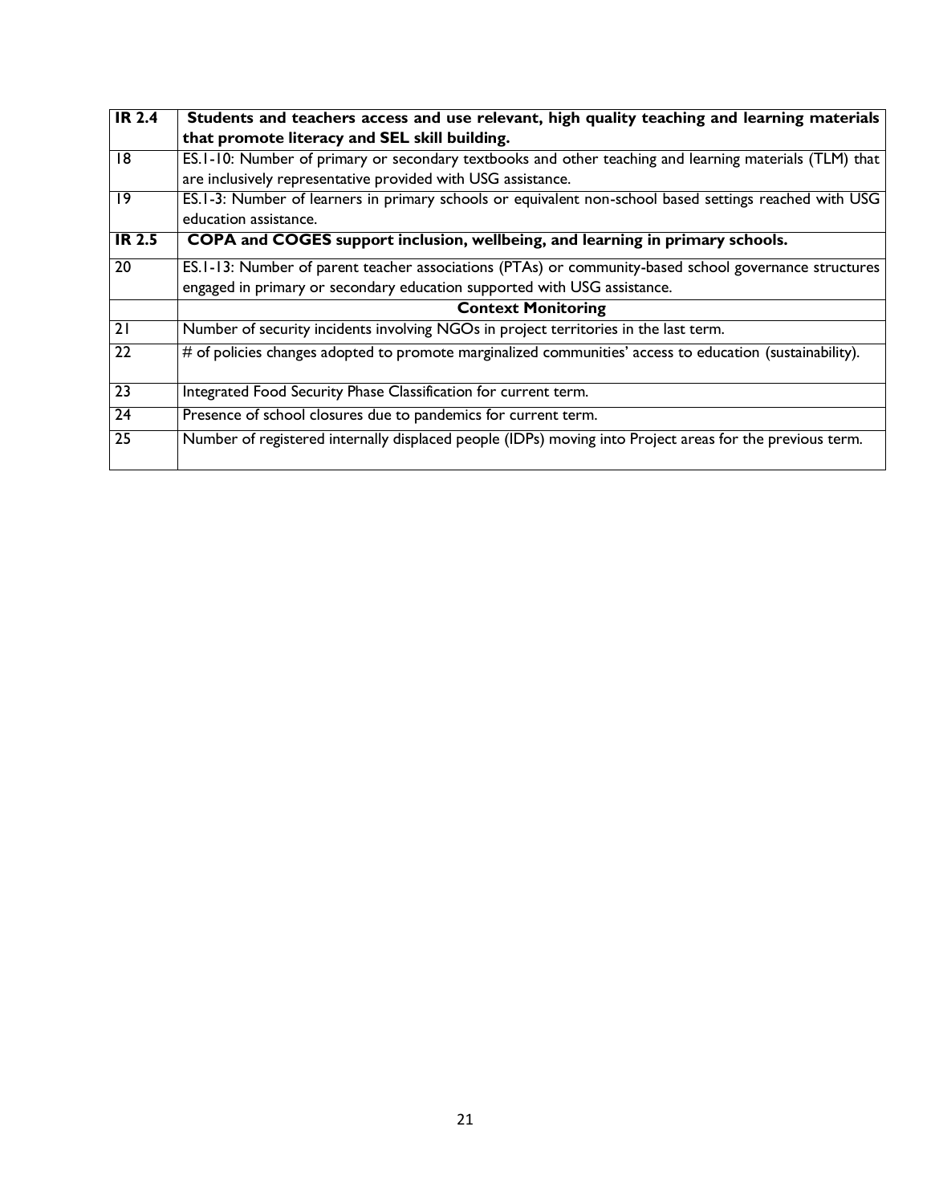| | |
|---|---|
| **IR 2.4** | **Students and teachers access and use relevant, high quality teaching and learning materials that promote literacy and SEL skill building.** |
| 18 | ES.1-10: Number of primary or secondary textbooks and other teaching and learning materials (TLM) that are inclusively representative provided with USG assistance. |
| 19 | ES.1-3: Number of learners in primary schools or equivalent non-school based settings reached with USG education assistance. |
| **IR 2.5** | **COPA and COGES support inclusion, wellbeing, and learning in primary schools.** |
| 20 | ES.1-13: Number of parent teacher associations (PTAs) or community-based school governance structures engaged in primary or secondary education supported with USG assistance. |
| | **Context Monitoring** |
| 21 | Number of security incidents involving NGOs in project territories in the last term. |
| 22 | # of policies changes adopted to promote marginalized communities' access to education (sustainability). |
| 23 | Integrated Food Security Phase Classification for current term. |
| 24 | Presence of school closures due to pandemics for current term. |
| 25 | Number of registered internally displaced people (IDPs) moving into Project areas for the previous term. |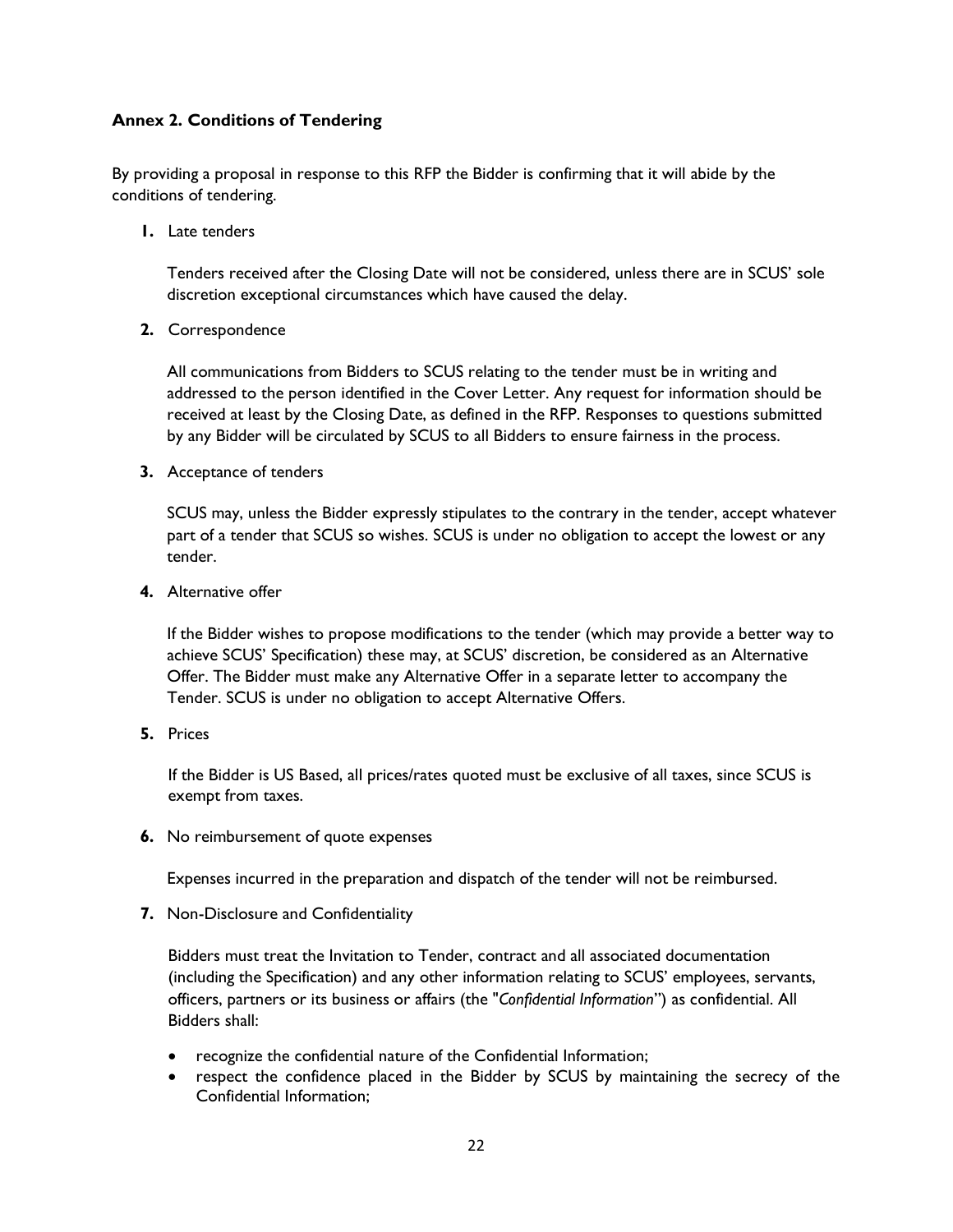### Annex 2. Conditions of Tendering

By providing a proposal in response to this RFP the Bidder is confirming that it will abide by the conditions of tendering.

1. Late tenders

   Tenders received after the Closing Date will not be considered, unless there are in SCUS' sole discretion exceptional circumstances which have caused the delay.

2. Correspondence

   All communications from Bidders to SCUS relating to the tender must be in writing and addressed to the person identified in the Cover Letter. Any request for information should be received at least by the Closing Date, as defined in the RFP. Responses to questions submitted by any Bidder will be circulated by SCUS to all Bidders to ensure fairness in the process.

3. Acceptance of tenders

   SCUS may, unless the Bidder expressly stipulates to the contrary in the tender, accept whatever part of a tender that SCUS so wishes. SCUS is under no obligation to accept the lowest or any tender.

4. Alternative offer

   If the Bidder wishes to propose modifications to the tender (which may provide a better way to achieve SCUS' Specification) these may, at SCUS' discretion, be considered as an Alternative Offer. The Bidder must make any Alternative Offer in a separate letter to accompany the Tender. SCUS is under no obligation to accept Alternative Offers.

5. Prices

   If the Bidder is US Based, all prices/rates quoted must be exclusive of all taxes, since SCUS is exempt from taxes.

6. No reimbursement of quote expenses

   Expenses incurred in the preparation and dispatch of the tender will not be reimbursed.

7. Non-Disclosure and Confidentiality

   Bidders must treat the Invitation to Tender, contract and all associated documentation (including the Specification) and any other information relating to SCUS' employees, servants, officers, partners or its business or affairs (the "*Confidential Information*") as confidential. All Bidders shall:

   - recognize the confidential nature of the Confidential Information;
   - respect the confidence placed in the Bidder by SCUS by maintaining the secrecy of the Confidential Information;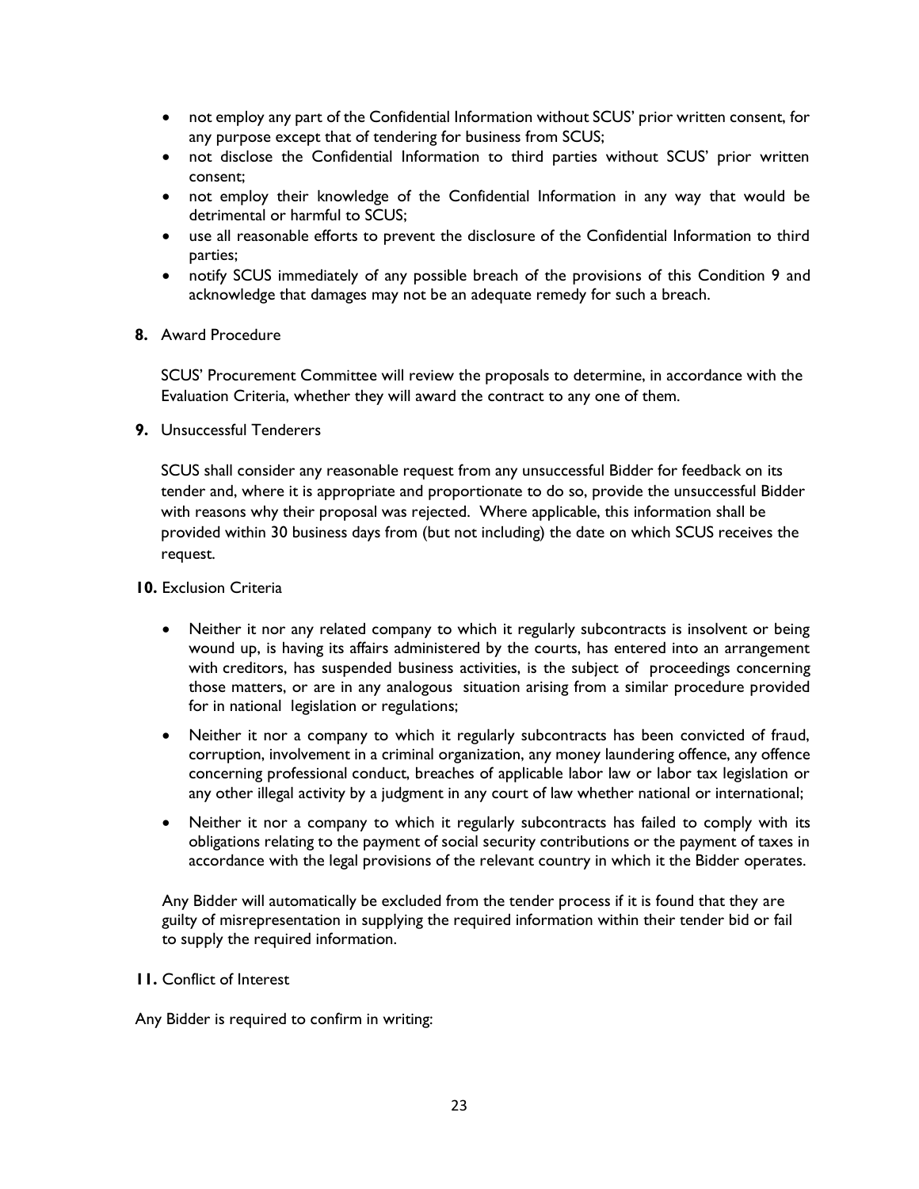- not employ any part of the Confidential Information without SCUS' prior written consent, for any purpose except that of tendering for business from SCUS;
- not disclose the Confidential Information to third parties without SCUS' prior written consent;
- not employ their knowledge of the Confidential Information in any way that would be detrimental or harmful to SCUS;
- use all reasonable efforts to prevent the disclosure of the Confidential Information to third parties;
- notify SCUS immediately of any possible breach of the provisions of this Condition 9 and acknowledge that damages may not be an adequate remedy for such a breach.

**8.** Award Procedure

SCUS' Procurement Committee will review the proposals to determine, in accordance with the Evaluation Criteria, whether they will award the contract to any one of them.

**9.** Unsuccessful Tenderers

SCUS shall consider any reasonable request from any unsuccessful Bidder for feedback on its tender and, where it is appropriate and proportionate to do so, provide the unsuccessful Bidder with reasons why their proposal was rejected. Where applicable, this information shall be provided within 30 business days from (but not including) the date on which SCUS receives the request.

**10.** Exclusion Criteria

- Neither it nor any related company to which it regularly subcontracts is insolvent or being wound up, is having its affairs administered by the courts, has entered into an arrangement with creditors, has suspended business activities, is the subject of proceedings concerning those matters, or are in any analogous situation arising from a similar procedure provided for in national legislation or regulations;
- Neither it nor a company to which it regularly subcontracts has been convicted of fraud, corruption, involvement in a criminal organization, any money laundering offence, any offence concerning professional conduct, breaches of applicable labor law or labor tax legislation or any other illegal activity by a judgment in any court of law whether national or international;
- Neither it nor a company to which it regularly subcontracts has failed to comply with its obligations relating to the payment of social security contributions or the payment of taxes in accordance with the legal provisions of the relevant country in which it the Bidder operates.

Any Bidder will automatically be excluded from the tender process if it is found that they are guilty of misrepresentation in supplying the required information within their tender bid or fail to supply the required information.

**11.** Conflict of Interest

Any Bidder is required to confirm in writing: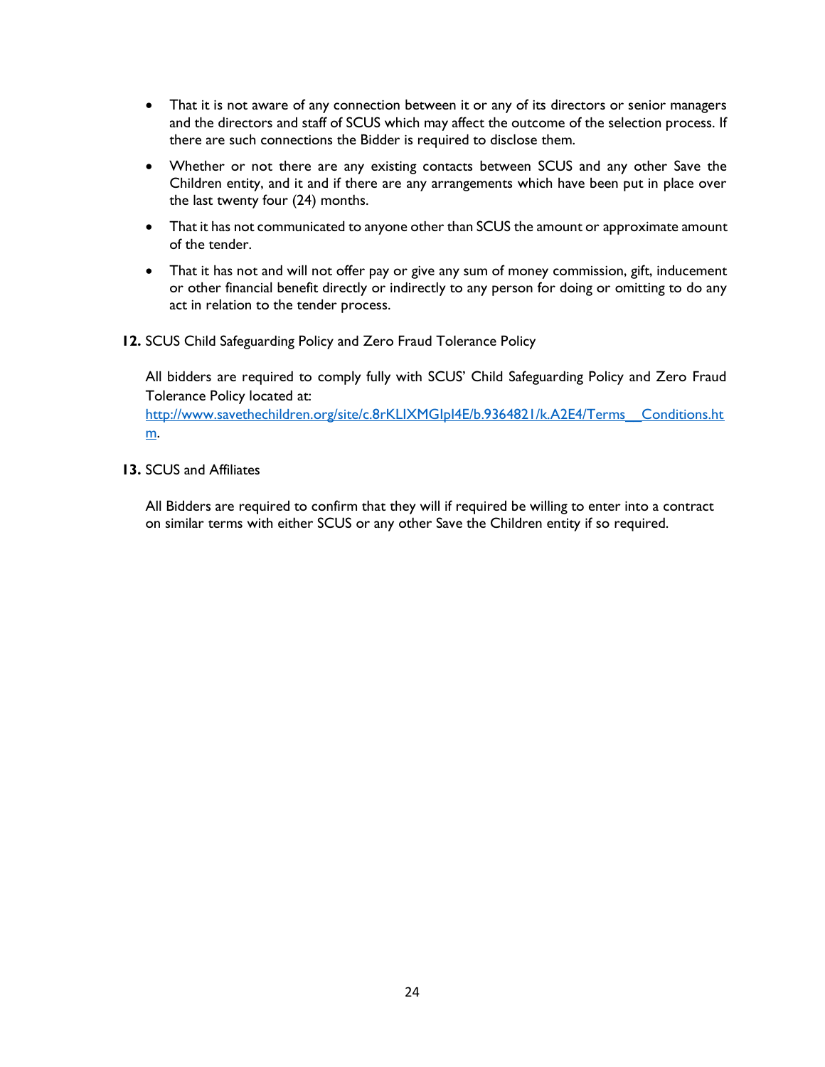- That it is not aware of any connection between it or any of its directors or senior managers and the directors and staff of SCUS which may affect the outcome of the selection process. If there are such connections the Bidder is required to disclose them.
- Whether or not there are any existing contacts between SCUS and any other Save the Children entity, and it and if there are any arrangements which have been put in place over the last twenty four (24) months.
- That it has not communicated to anyone other than SCUS the amount or approximate amount of the tender.
- That it has not and will not offer pay or give any sum of money commission, gift, inducement or other financial benefit directly or indirectly to any person for doing or omitting to do any act in relation to the tender process.

**12.** SCUS Child Safeguarding Policy and Zero Fraud Tolerance Policy

All bidders are required to comply fully with SCUS' Child Safeguarding Policy and Zero Fraud Tolerance Policy located at:
[http://www.savethechildren.org/site/c.8rKLIXMGIpI4E/b.9364821/k.A2E4/Terms__Conditions.htm](http://www.savethechildren.org/site/c.8rKLIXMGIpI4E/b.9364821/k.A2E4/Terms__Conditions.htm).

**13.** SCUS and Affiliates

All Bidders are required to confirm that they will if required be willing to enter into a contract on similar terms with either SCUS or any other Save the Children entity if so required.